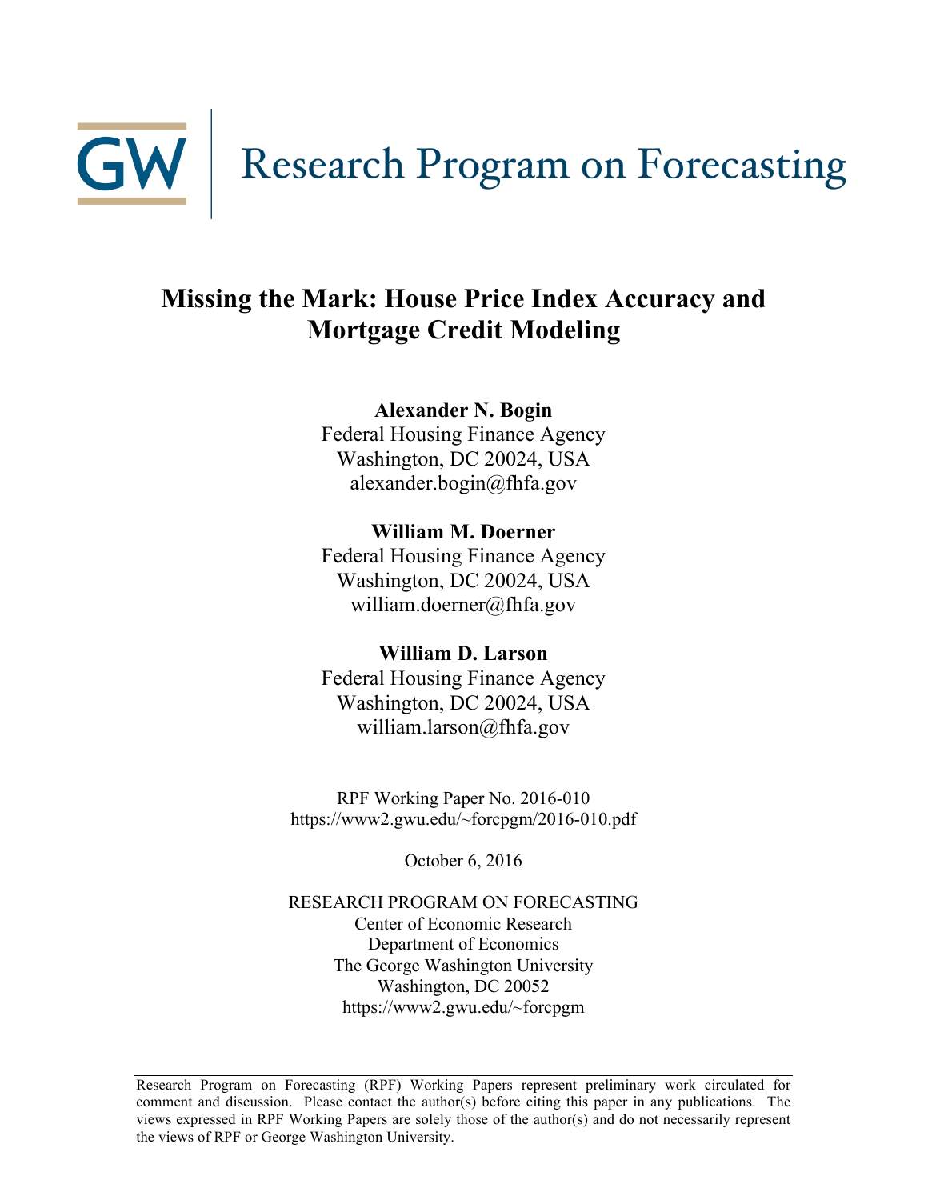# Research Program on Forecasting

## Missing the Mark: House Price Index Accuracy and Mortgage Credit Modeling

**Alexander N. Bogin**
Federal Housing Finance Agency
Washington, DC 20024, USA
alexander.bogin@fhfa.gov

**William M. Doerner**
Federal Housing Finance Agency
Washington, DC 20024, USA
william.doerner@fhfa.gov

**William D. Larson**
Federal Housing Finance Agency
Washington, DC 20024, USA
william.larson@fhfa.gov

RPF Working Paper No. 2016-010
https://www2.gwu.edu/~forcpgm/2016-010.pdf

October 6, 2016

RESEARCH PROGRAM ON FORECASTING
Center of Economic Research
Department of Economics
The George Washington University
Washington, DC 20052
https://www2.gwu.edu/~forcpgm

Research Program on Forecasting (RPF) Working Papers represent preliminary work circulated for comment and discussion. Please contact the author(s) before citing this paper in any publications. The views expressed in RPF Working Papers are solely those of the author(s) and do not necessarily represent the views of RPF or George Washington University.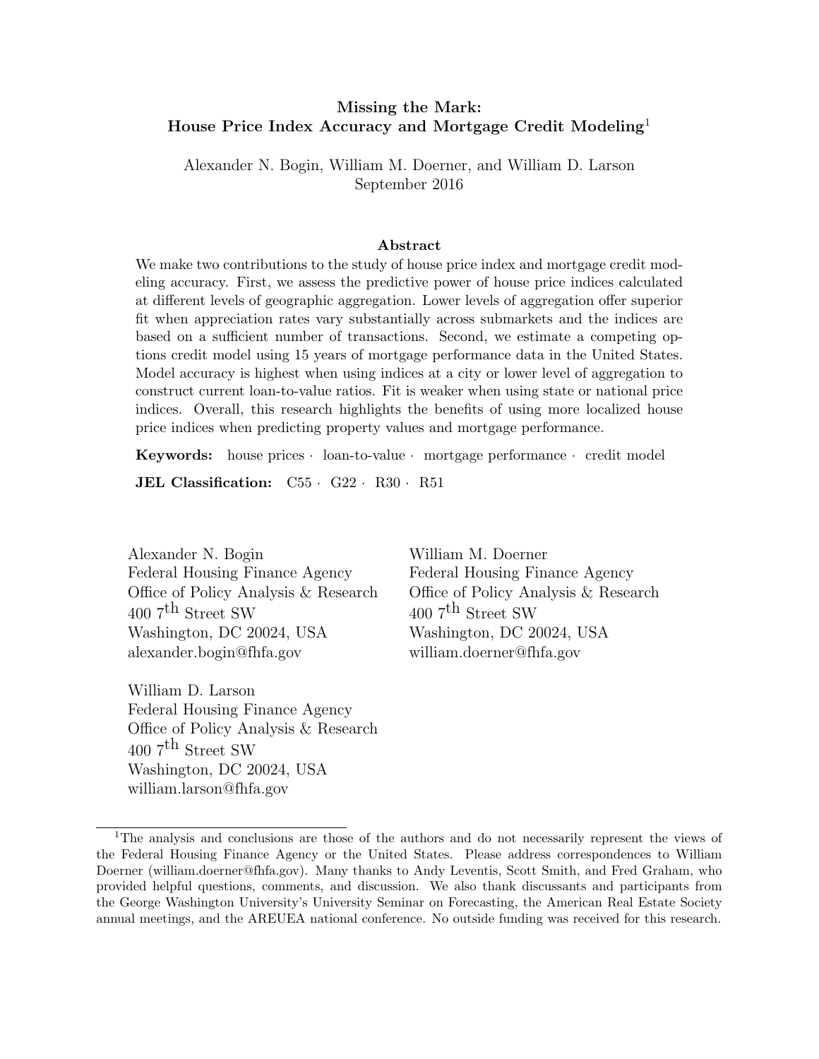# Missing the Mark: House Price Index Accuracy and Mortgage Credit Modeling[1]

Alexander N. Bogin, William M. Doerner, and William D. Larson
September 2016

## Abstract

We make two contributions to the study of house price index and mortgage credit modeling accuracy. First, we assess the predictive power of house price indices calculated at different levels of geographic aggregation. Lower levels of aggregation offer superior fit when appreciation rates vary substantially across submarkets and the indices are based on a sufficient number of transactions. Second, we estimate a competing options credit model using 15 years of mortgage performance data in the United States. Model accuracy is highest when using indices at a city or lower level of aggregation to construct current loan-to-value ratios. Fit is weaker when using state or national price indices. Overall, this research highlights the benefits of using more localized house price indices when predicting property values and mortgage performance.

**Keywords:** house prices · loan-to-value · mortgage performance · credit model

**JEL Classification:** C55 · G22 · R30 · R51

Alexander N. Bogin
Federal Housing Finance Agency
Office of Policy Analysis & Research
400 7$^{\text{th}}$ Street SW
Washington, DC 20024, USA
alexander.bogin@fhfa.gov

William M. Doerner
Federal Housing Finance Agency
Office of Policy Analysis & Research
400 7$^{\text{th}}$ Street SW
Washington, DC 20024, USA
william.doerner@fhfa.gov

William D. Larson
Federal Housing Finance Agency
Office of Policy Analysis & Research
400 7$^{\text{th}}$ Street SW
Washington, DC 20024, USA
william.larson@fhfa.gov

[1] The analysis and conclusions are those of the authors and do not necessarily represent the views of the Federal Housing Finance Agency or the United States. Please address correspondences to William Doerner (william.doerner@fhfa.gov). Many thanks to Andy Leventis, Scott Smith, and Fred Graham, who provided helpful questions, comments, and discussion. We also thank discussants and participants from the George Washington University's University Seminar on Forecasting, the American Real Estate Society annual meetings, and the AREUEA national conference. No outside funding was received for this research.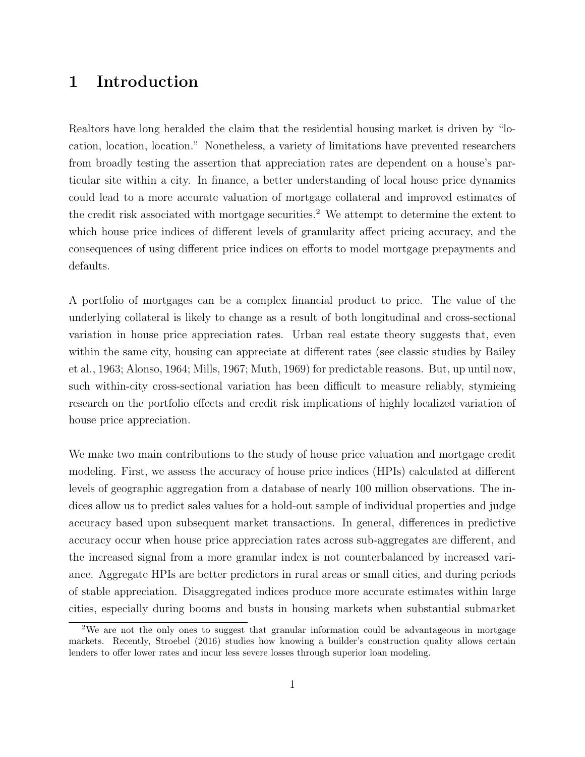# 1 Introduction

Realtors have long heralded the claim that the residential housing market is driven by "location, location, location." Nonetheless, a variety of limitations have prevented researchers from broadly testing the assertion that appreciation rates are dependent on a house's particular site within a city. In finance, a better understanding of local house price dynamics could lead to a more accurate valuation of mortgage collateral and improved estimates of the credit risk associated with mortgage securities.[2] We attempt to determine the extent to which house price indices of different levels of granularity affect pricing accuracy, and the consequences of using different price indices on efforts to model mortgage prepayments and defaults.

A portfolio of mortgages can be a complex financial product to price. The value of the underlying collateral is likely to change as a result of both longitudinal and cross-sectional variation in house price appreciation rates. Urban real estate theory suggests that, even within the same city, housing can appreciate at different rates (see classic studies by Bailey et al., 1963; Alonso, 1964; Mills, 1967; Muth, 1969) for predictable reasons. But, up until now, such within-city cross-sectional variation has been difficult to measure reliably, stymieing research on the portfolio effects and credit risk implications of highly localized variation of house price appreciation.

We make two main contributions to the study of house price valuation and mortgage credit modeling. First, we assess the accuracy of house price indices (HPIs) calculated at different levels of geographic aggregation from a database of nearly 100 million observations. The indices allow us to predict sales values for a hold-out sample of individual properties and judge accuracy based upon subsequent market transactions. In general, differences in predictive accuracy occur when house price appreciation rates across sub-aggregates are different, and the increased signal from a more granular index is not counterbalanced by increased variance. Aggregate HPIs are better predictors in rural areas or small cities, and during periods of stable appreciation. Disaggregated indices produce more accurate estimates within large cities, especially during booms and busts in housing markets when substantial submarket

[2] We are not the only ones to suggest that granular information could be advantageous in mortgage markets. Recently, Stroebel (2016) studies how knowing a builder's construction quality allows certain lenders to offer lower rates and incur less severe losses through superior loan modeling.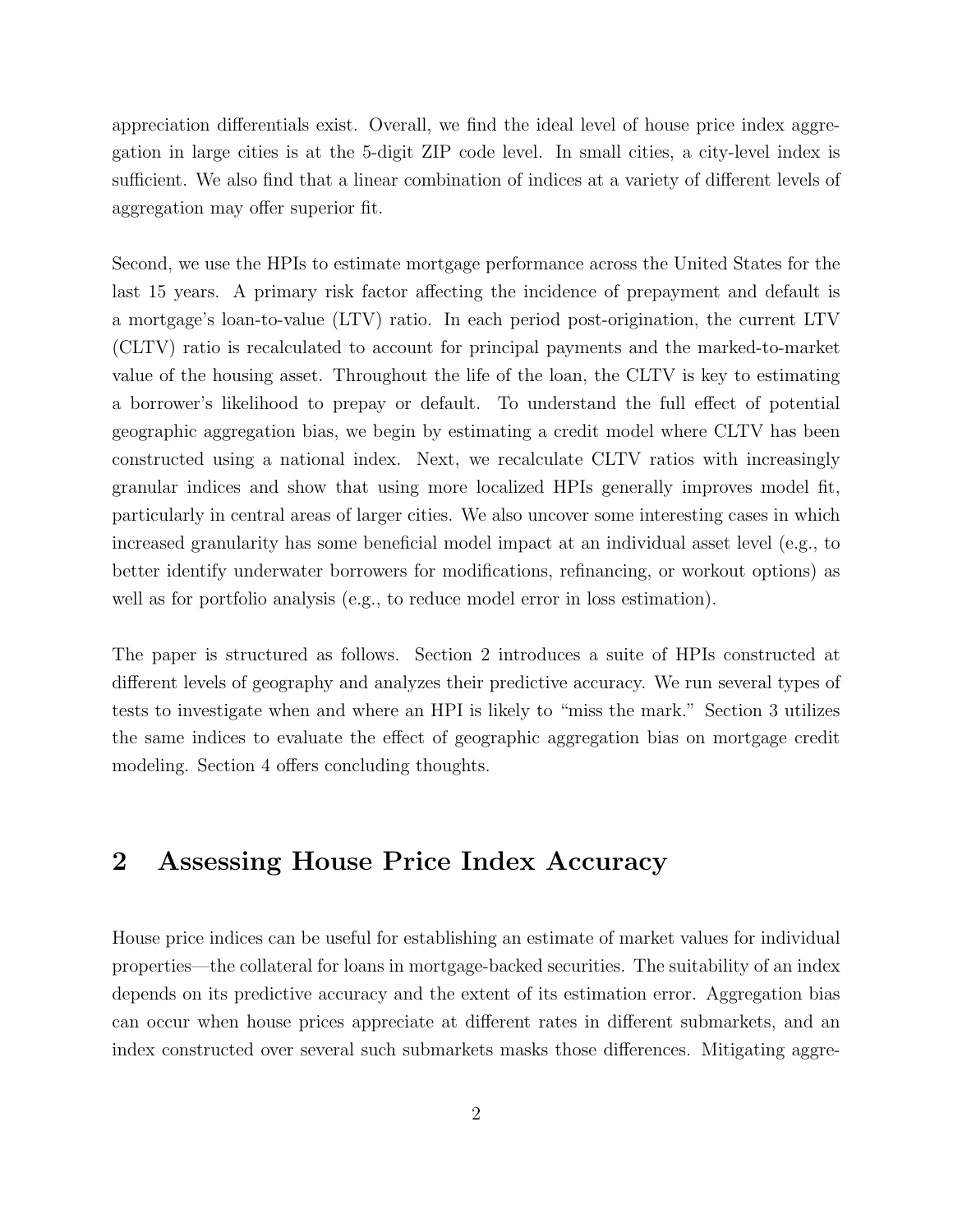appreciation differentials exist. Overall, we find the ideal level of house price index aggregation in large cities is at the 5-digit ZIP code level. In small cities, a city-level index is sufficient. We also find that a linear combination of indices at a variety of different levels of aggregation may offer superior fit.

Second, we use the HPIs to estimate mortgage performance across the United States for the last 15 years. A primary risk factor affecting the incidence of prepayment and default is a mortgage's loan-to-value (LTV) ratio. In each period post-origination, the current LTV (CLTV) ratio is recalculated to account for principal payments and the marked-to-market value of the housing asset. Throughout the life of the loan, the CLTV is key to estimating a borrower's likelihood to prepay or default. To understand the full effect of potential geographic aggregation bias, we begin by estimating a credit model where CLTV has been constructed using a national index. Next, we recalculate CLTV ratios with increasingly granular indices and show that using more localized HPIs generally improves model fit, particularly in central areas of larger cities. We also uncover some interesting cases in which increased granularity has some beneficial model impact at an individual asset level (e.g., to better identify underwater borrowers for modifications, refinancing, or workout options) as well as for portfolio analysis (e.g., to reduce model error in loss estimation).

The paper is structured as follows. Section 2 introduces a suite of HPIs constructed at different levels of geography and analyzes their predictive accuracy. We run several types of tests to investigate when and where an HPI is likely to "miss the mark." Section 3 utilizes the same indices to evaluate the effect of geographic aggregation bias on mortgage credit modeling. Section 4 offers concluding thoughts.

## 2 Assessing House Price Index Accuracy

House price indices can be useful for establishing an estimate of market values for individual properties—the collateral for loans in mortgage-backed securities. The suitability of an index depends on its predictive accuracy and the extent of its estimation error. Aggregation bias can occur when house prices appreciate at different rates in different submarkets, and an index constructed over several such submarkets masks those differences. Mitigating aggre-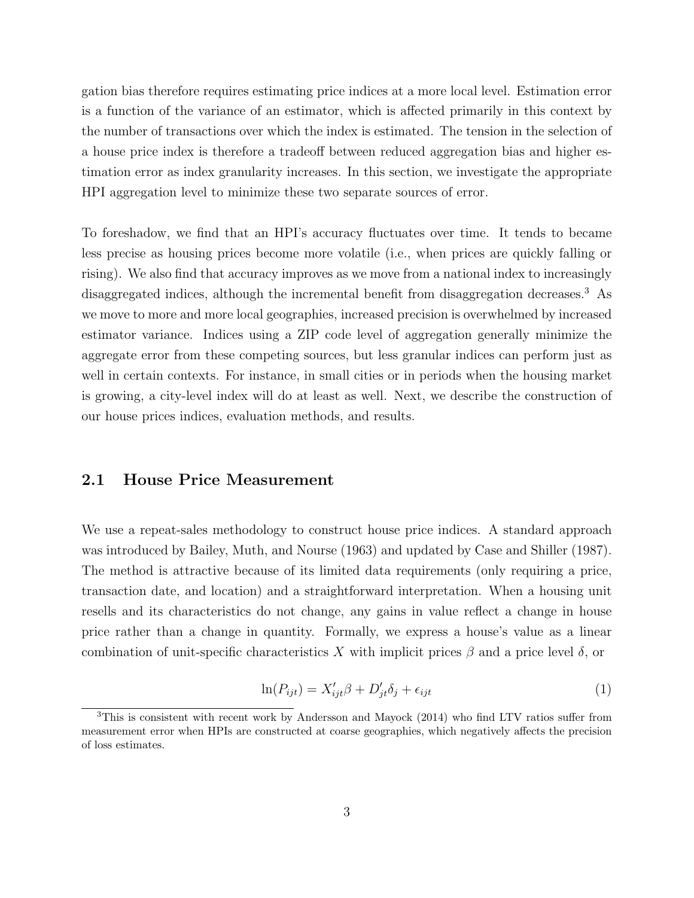gation bias therefore requires estimating price indices at a more local level. Estimation error is a function of the variance of an estimator, which is affected primarily in this context by the number of transactions over which the index is estimated. The tension in the selection of a house price index is therefore a tradeoff between reduced aggregation bias and higher estimation error as index granularity increases. In this section, we investigate the appropriate HPI aggregation level to minimize these two separate sources of error.

To foreshadow, we find that an HPI's accuracy fluctuates over time. It tends to became less precise as housing prices become more volatile (i.e., when prices are quickly falling or rising). We also find that accuracy improves as we move from a national index to increasingly disaggregated indices, although the incremental benefit from disaggregation decreases.[3] As we move to more and more local geographies, increased precision is overwhelmed by increased estimator variance. Indices using a ZIP code level of aggregation generally minimize the aggregate error from these competing sources, but less granular indices can perform just as well in certain contexts. For instance, in small cities or in periods when the housing market is growing, a city-level index will do at least as well. Next, we describe the construction of our house prices indices, evaluation methods, and results.

## 2.1 House Price Measurement

We use a repeat-sales methodology to construct house price indices. A standard approach was introduced by Bailey, Muth, and Nourse (1963) and updated by Case and Shiller (1987). The method is attractive because of its limited data requirements (only requiring a price, transaction date, and location) and a straightforward interpretation. When a housing unit resells and its characteristics do not change, any gains in value reflect a change in house price rather than a change in quantity. Formally, we express a house's value as a linear combination of unit-specific characteristics $X$ with implicit prices $\beta$ and a price level $\delta$, or

$$\ln(P_{ijt}) = X'_{ijt}\beta + D'_{jt}\delta_j + \epsilon_{ijt} \tag{1}$$

[3] This is consistent with recent work by Andersson and Mayock (2014) who find LTV ratios suffer from measurement error when HPIs are constructed at coarse geographies, which negatively affects the precision of loss estimates.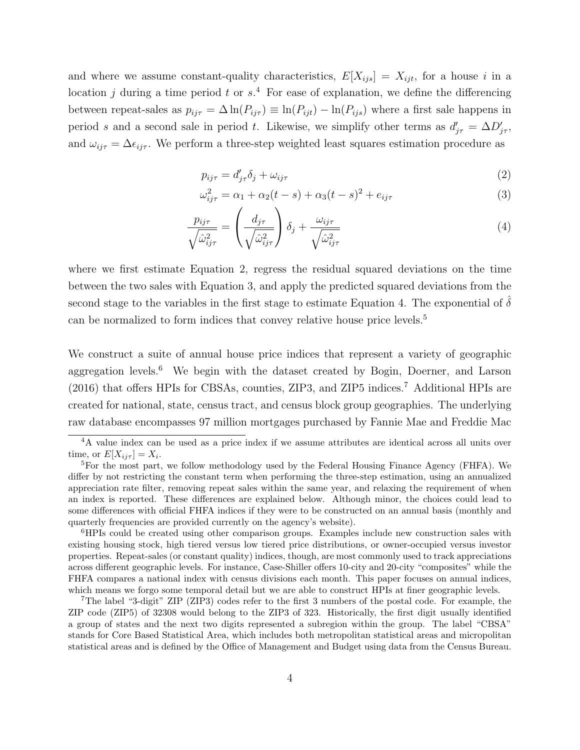and where we assume constant-quality characteristics, $E[X_{ijs}] = X_{ijt}$, for a house $i$ in a location $j$ during a time period $t$ or $s$.[4] For ease of explanation, we define the differencing between repeat-sales as $p_{ij\tau} = \Delta \ln(P_{ij\tau}) \equiv \ln(P_{ijt}) - \ln(P_{ijs})$ where a first sale happens in period $s$ and a second sale in period $t$. Likewise, we simplify other terms as $d'_{j\tau} = \Delta D'_{j\tau}$, and $\omega_{ij\tau} = \Delta\epsilon_{ij\tau}$. We perform a three-step weighted least squares estimation procedure as

$$p_{ij\tau} = d'_{j\tau}\delta_j + \omega_{ij\tau} \tag{2}$$

$$\omega^2_{ij\tau} = \alpha_1 + \alpha_2(t-s) + \alpha_3(t-s)^2 + e_{ij\tau} \tag{3}$$

$$\frac{p_{ij\tau}}{\sqrt{\hat{\omega}^2_{ij\tau}}} = \left(\frac{d_{j\tau}}{\sqrt{\hat{\omega}^2_{ij\tau}}}\right)\delta_j + \frac{\omega_{ij\tau}}{\sqrt{\hat{\omega}^2_{ij\tau}}} \tag{4}$$

where we first estimate Equation 2, regress the residual squared deviations on the time between the two sales with Equation 3, and apply the predicted squared deviations from the second stage to the variables in the first stage to estimate Equation 4. The exponential of $\hat{\delta}$ can be normalized to form indices that convey relative house price levels.[5]

We construct a suite of annual house price indices that represent a variety of geographic aggregation levels.[6] We begin with the dataset created by Bogin, Doerner, and Larson (2016) that offers HPIs for CBSAs, counties, ZIP3, and ZIP5 indices.[7] Additional HPIs are created for national, state, census tract, and census block group geographies. The underlying raw database encompasses 97 million mortgages purchased by Fannie Mae and Freddie Mac

[4]A value index can be used as a price index if we assume attributes are identical across all units over time, or $E[X_{ij\tau}] = X_i$.

[5]For the most part, we follow methodology used by the Federal Housing Finance Agency (FHFA). We differ by not restricting the constant term when performing the three-step estimation, using an annualized appreciation rate filter, removing repeat sales within the same year, and relaxing the requirement of when an index is reported. These differences are explained below. Although minor, the choices could lead to some differences with official FHFA indices if they were to be constructed on an annual basis (monthly and quarterly frequencies are provided currently on the agency's website).

[6]HPIs could be created using other comparison groups. Examples include new construction sales with existing housing stock, high tiered versus low tiered price distributions, or owner-occupied versus investor properties. Repeat-sales (or constant quality) indices, though, are most commonly used to track appreciations across different geographic levels. For instance, Case-Shiller offers 10-city and 20-city "composites" while the FHFA compares a national index with census divisions each month. This paper focuses on annual indices, which means we forgo some temporal detail but we are able to construct HPIs at finer geographic levels.

[7]The label "3-digit" ZIP (ZIP3) codes refer to the first 3 numbers of the postal code. For example, the ZIP code (ZIP5) of 32308 would belong to the ZIP3 of 323. Historically, the first digit usually identified a group of states and the next two digits represented a subregion within the group. The label "CBSA" stands for Core Based Statistical Area, which includes both metropolitan statistical areas and micropolitan statistical areas and is defined by the Office of Management and Budget using data from the Census Bureau.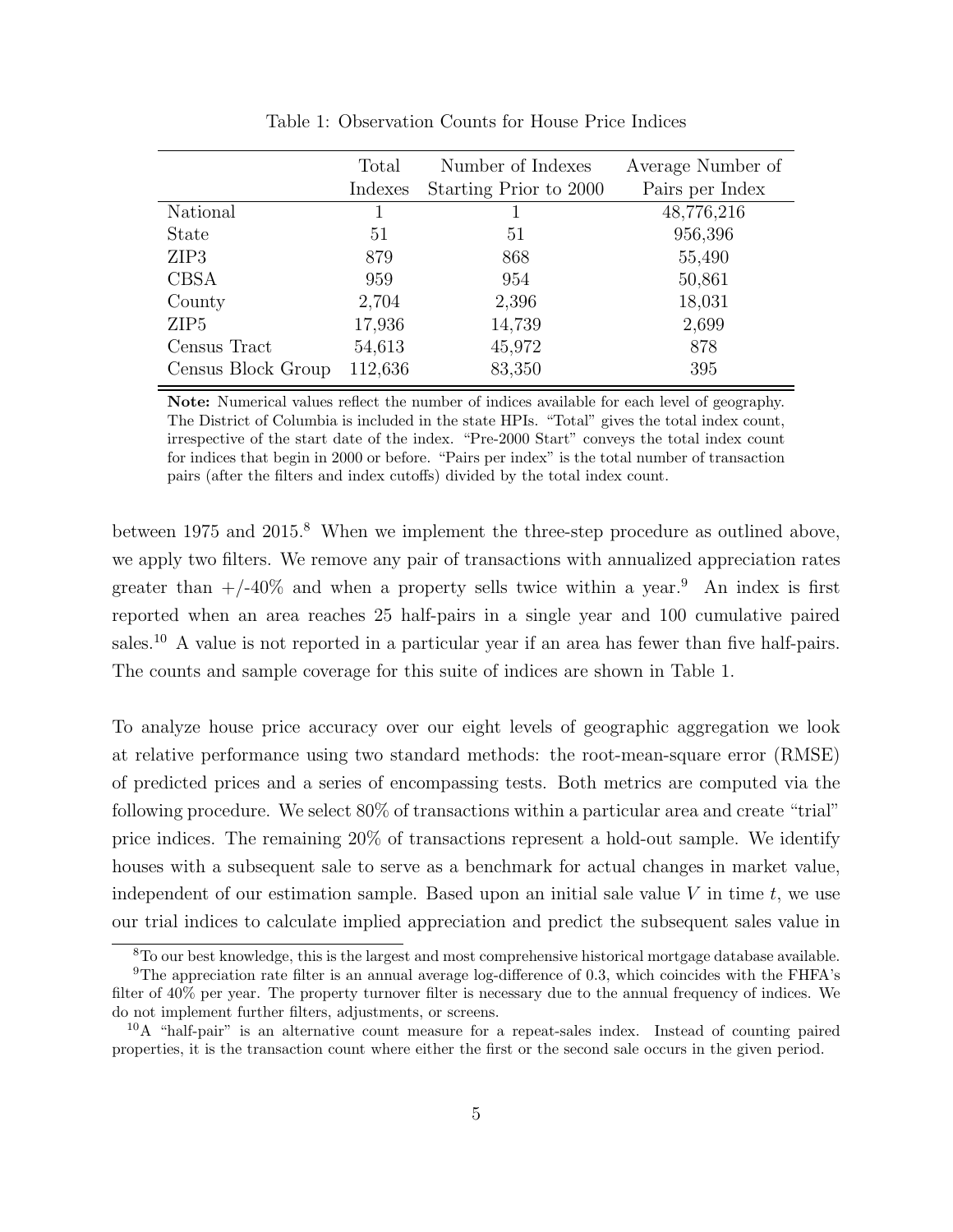Table 1: Observation Counts for House Price Indices

| | Total Indexes | Number of Indexes Starting Prior to 2000 | Average Number of Pairs per Index |
|---|---|---|---|
| National | 1 | 1 | 48,776,216 |
| State | 51 | 51 | 956,396 |
| ZIP3 | 879 | 868 | 55,490 |
| CBSA | 959 | 954 | 50,861 |
| County | 2,704 | 2,396 | 18,031 |
| ZIP5 | 17,936 | 14,739 | 2,699 |
| Census Tract | 54,613 | 45,972 | 878 |
| Census Block Group | 112,636 | 83,350 | 395 |

**Note:** Numerical values reflect the number of indices available for each level of geography. The District of Columbia is included in the state HPIs. "Total" gives the total index count, irrespective of the start date of the index. "Pre-2000 Start" conveys the total index count for indices that begin in 2000 or before. "Pairs per index" is the total number of transaction pairs (after the filters and index cutoffs) divided by the total index count.

between 1975 and 2015.[8] When we implement the three-step procedure as outlined above, we apply two filters. We remove any pair of transactions with annualized appreciation rates greater than +/-40% and when a property sells twice within a year.[9] An index is first reported when an area reaches 25 half-pairs in a single year and 100 cumulative paired sales.[10] A value is not reported in a particular year if an area has fewer than five half-pairs. The counts and sample coverage for this suite of indices are shown in Table 1.

To analyze house price accuracy over our eight levels of geographic aggregation we look at relative performance using two standard methods: the root-mean-square error (RMSE) of predicted prices and a series of encompassing tests. Both metrics are computed via the following procedure. We select 80% of transactions within a particular area and create "trial" price indices. The remaining 20% of transactions represent a hold-out sample. We identify houses with a subsequent sale to serve as a benchmark for actual changes in market value, independent of our estimation sample. Based upon an initial sale value $V$ in time $t$, we use our trial indices to calculate implied appreciation and predict the subsequent sales value in

[8] To our best knowledge, this is the largest and most comprehensive historical mortgage database available.

[9] The appreciation rate filter is an annual average log-difference of 0.3, which coincides with the FHFA's filter of 40% per year. The property turnover filter is necessary due to the annual frequency of indices. We do not implement further filters, adjustments, or screens.

[10] A "half-pair" is an alternative count measure for a repeat-sales index. Instead of counting paired properties, it is the transaction count where either the first or the second sale occurs in the given period.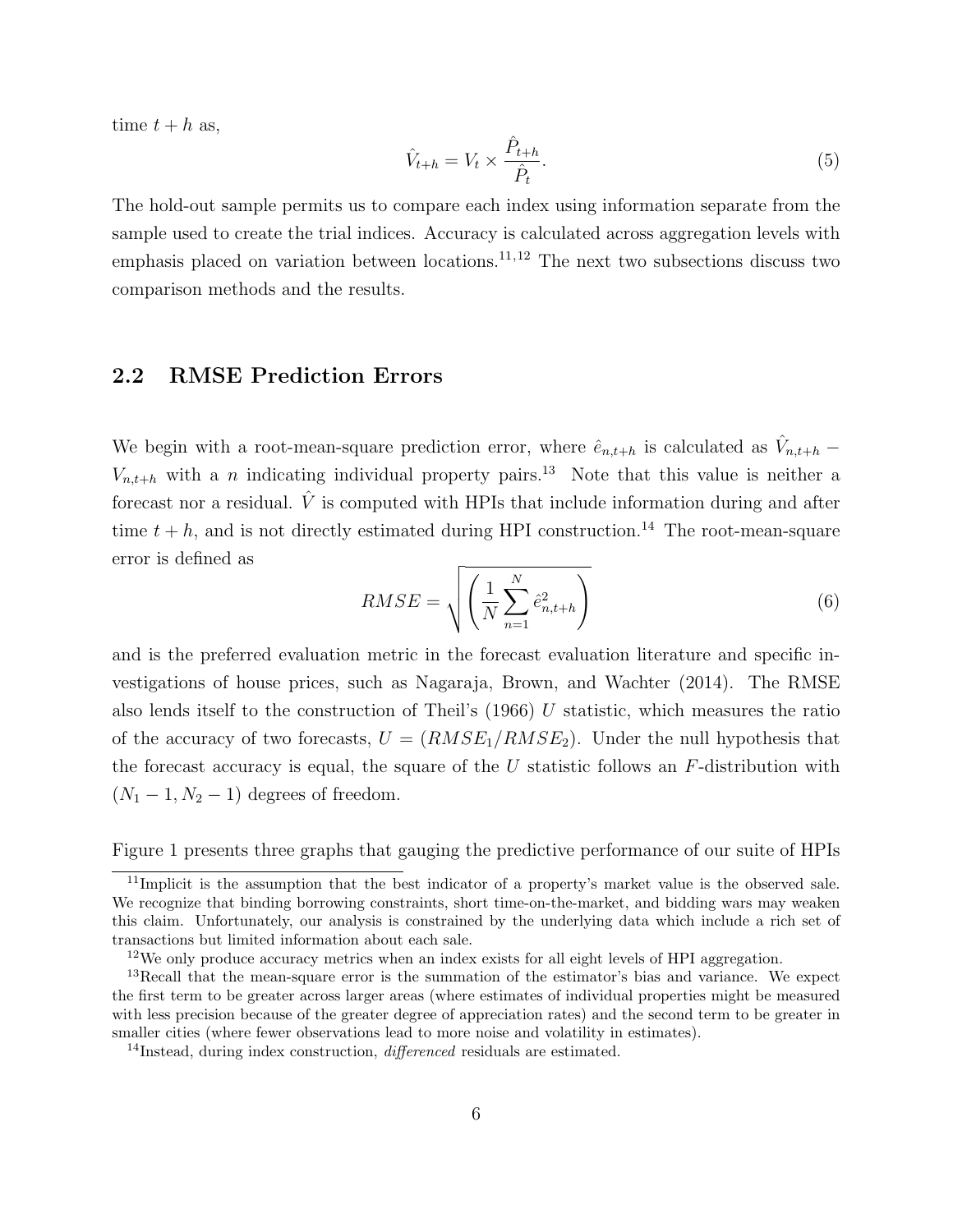time $t + h$ as,

$$\hat{V}_{t+h} = V_t \times \frac{\hat{P}_{t+h}}{\hat{P}_t}. \tag{5}$$

The hold-out sample permits us to compare each index using information separate from the sample used to create the trial indices. Accuracy is calculated across aggregation levels with emphasis placed on variation between locations.[11,12] The next two subsections discuss two comparison methods and the results.

## 2.2 RMSE Prediction Errors

We begin with a root-mean-square prediction error, where $\hat{e}_{n,t+h}$ is calculated as $\hat{V}_{n,t+h} - V_{n,t+h}$ with a $n$ indicating individual property pairs.[13] Note that this value is neither a forecast nor a residual. $\hat{V}$ is computed with HPIs that include information during and after time $t + h$, and is not directly estimated during HPI construction.[14] The root-mean-square error is defined as

$$RMSE = \sqrt{\left( \frac{1}{N} \sum_{n=1}^{N} \hat{e}^2_{n,t+h} \right)} \tag{6}$$

and is the preferred evaluation metric in the forecast evaluation literature and specific investigations of house prices, such as Nagaraja, Brown, and Wachter (2014). The RMSE also lends itself to the construction of Theil's (1966) $U$ statistic, which measures the ratio of the accuracy of two forecasts, $U = (RMSE_1/RMSE_2)$. Under the null hypothesis that the forecast accuracy is equal, the square of the $U$ statistic follows an $F$-distribution with $(N_1 - 1, N_2 - 1)$ degrees of freedom.

Figure 1 presents three graphs that gauging the predictive performance of our suite of HPIs

---

[11] Implicit is the assumption that the best indicator of a property's market value is the observed sale. We recognize that binding borrowing constraints, short time-on-the-market, and bidding wars may weaken this claim. Unfortunately, our analysis is constrained by the underlying data which include a rich set of transactions but limited information about each sale.

[12] We only produce accuracy metrics when an index exists for all eight levels of HPI aggregation.

[13] Recall that the mean-square error is the summation of the estimator's bias and variance. We expect the first term to be greater across larger areas (where estimates of individual properties might be measured with less precision because of the greater degree of appreciation rates) and the second term to be greater in smaller cities (where fewer observations lead to more noise and volatility in estimates).

[14] Instead, during index construction, *differenced* residuals are estimated.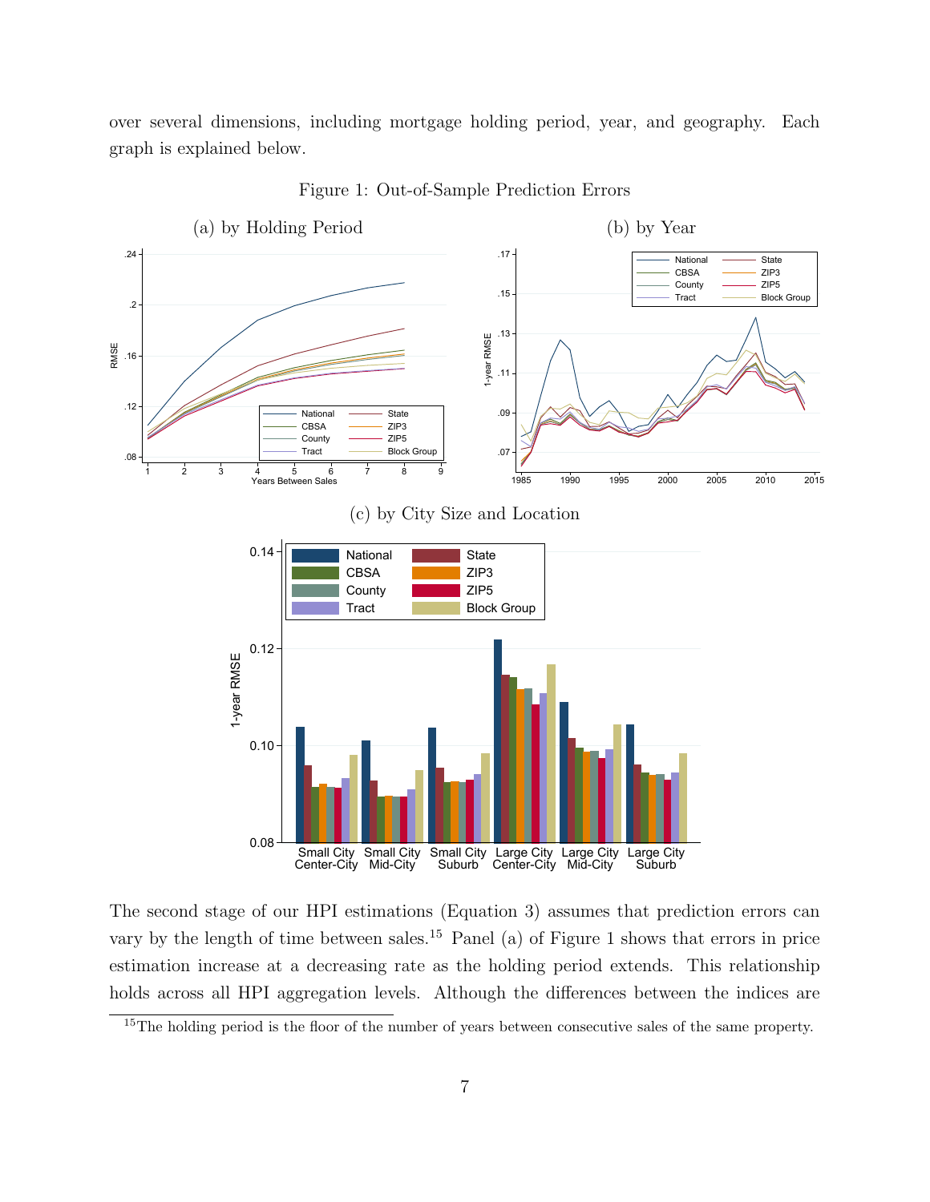over several dimensions, including mortgage holding period, year, and geography. Each graph is explained below.

Figure 1: Out-of-Sample Prediction Errors

(a) by Holding Period

(b) by Year

(c) by City Size and Location

The second stage of our HPI estimations (Equation 3) assumes that prediction errors can vary by the length of time between sales.[15] Panel (a) of Figure 1 shows that errors in price estimation increase at a decreasing rate as the holding period extends. This relationship holds across all HPI aggregation levels. Although the differences between the indices are

[15]The holding period is the floor of the number of years between consecutive sales of the same property.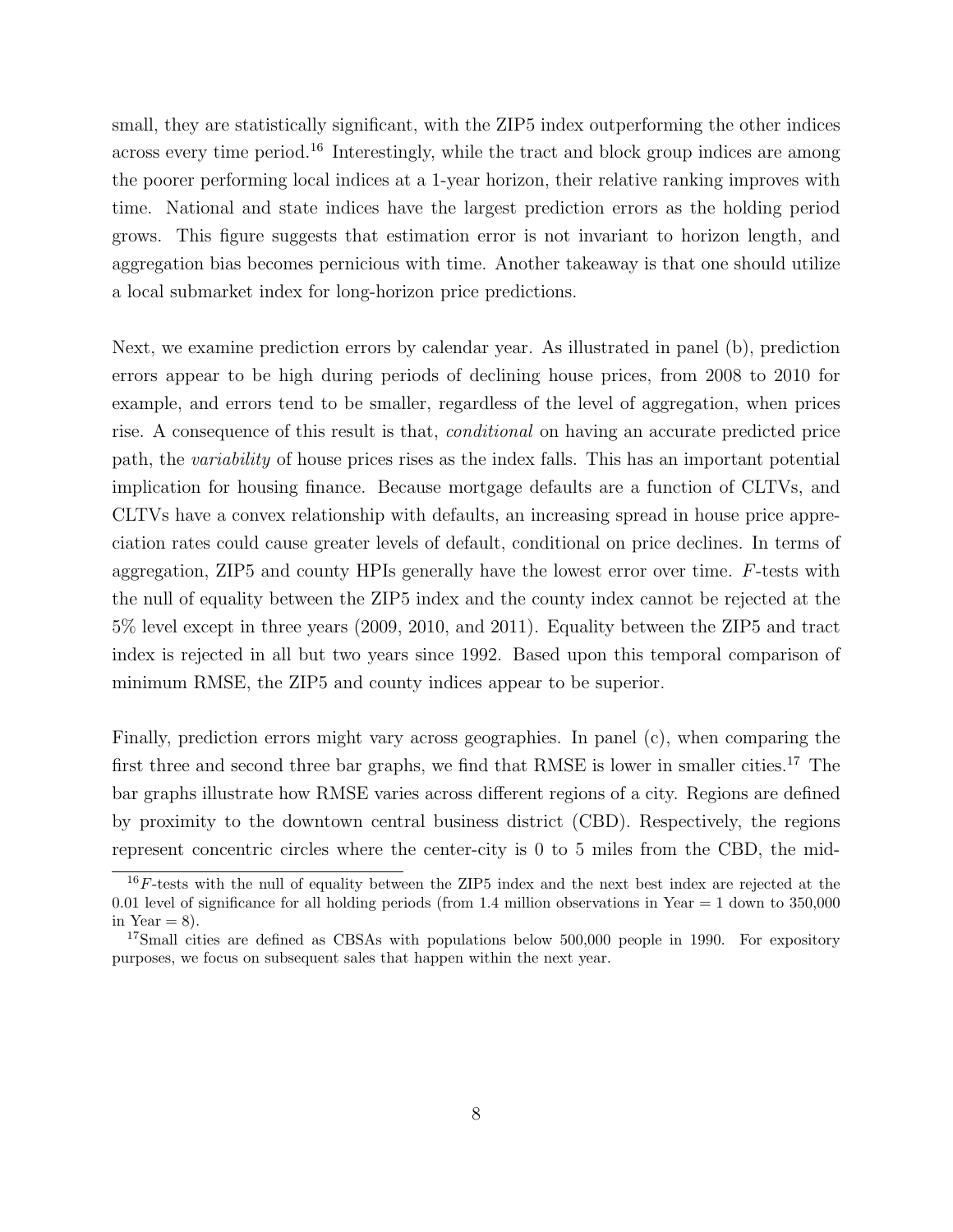small, they are statistically significant, with the ZIP5 index outperforming the other indices across every time period.[16] Interestingly, while the tract and block group indices are among the poorer performing local indices at a 1-year horizon, their relative ranking improves with time. National and state indices have the largest prediction errors as the holding period grows. This figure suggests that estimation error is not invariant to horizon length, and aggregation bias becomes pernicious with time. Another takeaway is that one should utilize a local submarket index for long-horizon price predictions.

Next, we examine prediction errors by calendar year. As illustrated in panel (b), prediction errors appear to be high during periods of declining house prices, from 2008 to 2010 for example, and errors tend to be smaller, regardless of the level of aggregation, when prices rise. A consequence of this result is that, *conditional* on having an accurate predicted price path, the *variability* of house prices rises as the index falls. This has an important potential implication for housing finance. Because mortgage defaults are a function of CLTVs, and CLTVs have a convex relationship with defaults, an increasing spread in house price appreciation rates could cause greater levels of default, conditional on price declines. In terms of aggregation, ZIP5 and county HPIs generally have the lowest error over time. $F$-tests with the null of equality between the ZIP5 index and the county index cannot be rejected at the 5% level except in three years (2009, 2010, and 2011). Equality between the ZIP5 and tract index is rejected in all but two years since 1992. Based upon this temporal comparison of minimum RMSE, the ZIP5 and county indices appear to be superior.

Finally, prediction errors might vary across geographies. In panel (c), when comparing the first three and second three bar graphs, we find that RMSE is lower in smaller cities.[17] The bar graphs illustrate how RMSE varies across different regions of a city. Regions are defined by proximity to the downtown central business district (CBD). Respectively, the regions represent concentric circles where the center-city is 0 to 5 miles from the CBD, the mid-

[16] $F$-tests with the null of equality between the ZIP5 index and the next best index are rejected at the 0.01 level of significance for all holding periods (from 1.4 million observations in Year = 1 down to 350,000 in Year = 8).

[17] Small cities are defined as CBSAs with populations below 500,000 people in 1990. For expository purposes, we focus on subsequent sales that happen within the next year.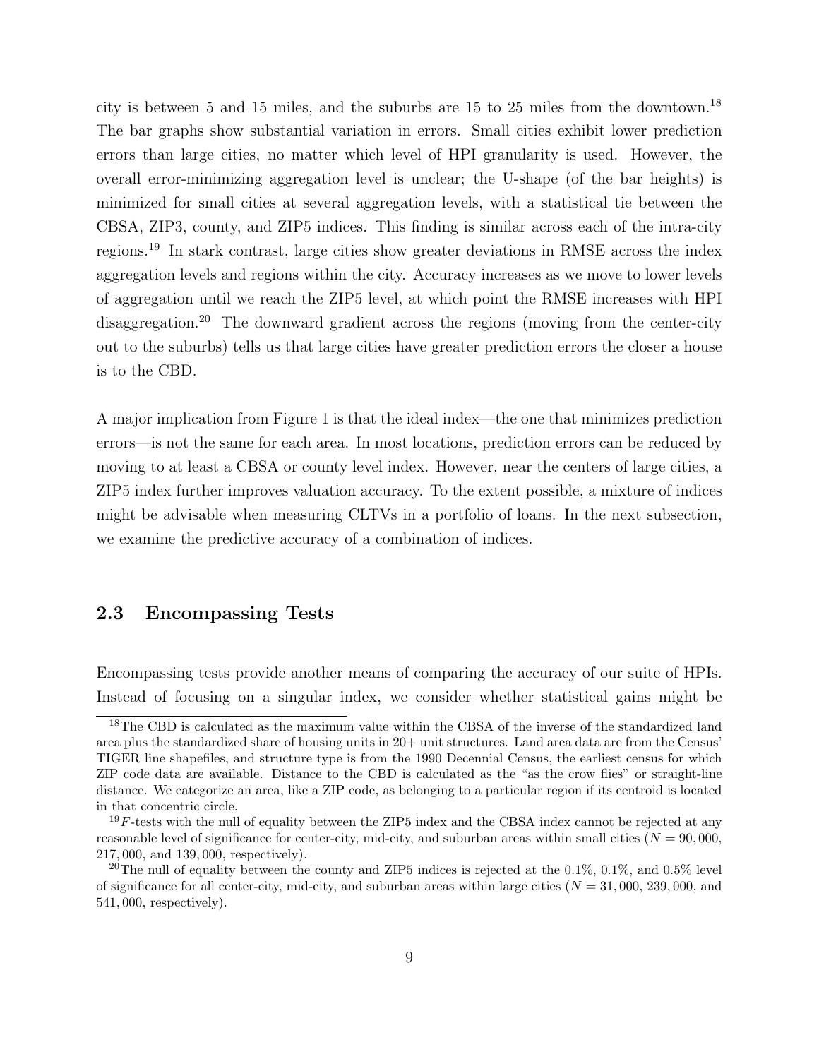city is between 5 and 15 miles, and the suburbs are 15 to 25 miles from the downtown.[18] The bar graphs show substantial variation in errors. Small cities exhibit lower prediction errors than large cities, no matter which level of HPI granularity is used. However, the overall error-minimizing aggregation level is unclear; the U-shape (of the bar heights) is minimized for small cities at several aggregation levels, with a statistical tie between the CBSA, ZIP3, county, and ZIP5 indices. This finding is similar across each of the intra-city regions.[19] In stark contrast, large cities show greater deviations in RMSE across the index aggregation levels and regions within the city. Accuracy increases as we move to lower levels of aggregation until we reach the ZIP5 level, at which point the RMSE increases with HPI disaggregation.[20] The downward gradient across the regions (moving from the center-city out to the suburbs) tells us that large cities have greater prediction errors the closer a house is to the CBD.

A major implication from Figure 1 is that the ideal index—the one that minimizes prediction errors—is not the same for each area. In most locations, prediction errors can be reduced by moving to at least a CBSA or county level index. However, near the centers of large cities, a ZIP5 index further improves valuation accuracy. To the extent possible, a mixture of indices might be advisable when measuring CLTVs in a portfolio of loans. In the next subsection, we examine the predictive accuracy of a combination of indices.

## 2.3 Encompassing Tests

Encompassing tests provide another means of comparing the accuracy of our suite of HPIs. Instead of focusing on a singular index, we consider whether statistical gains might be

---

[18] The CBD is calculated as the maximum value within the CBSA of the inverse of the standardized land area plus the standardized share of housing units in 20+ unit structures. Land area data are from the Census' TIGER line shapefiles, and structure type is from the 1990 Decennial Census, the earliest census for which ZIP code data are available. Distance to the CBD is calculated as the "as the crow flies" or straight-line distance. We categorize an area, like a ZIP code, as belonging to a particular region if its centroid is located in that concentric circle.

[19] $F$-tests with the null of equality between the ZIP5 index and the CBSA index cannot be rejected at any reasonable level of significance for center-city, mid-city, and suburban areas within small cities ($N = 90,000$, $217,000$, and $139,000$, respectively).

[20] The null of equality between the county and ZIP5 indices is rejected at the 0.1%, 0.1%, and 0.5% level of significance for all center-city, mid-city, and suburban areas within large cities ($N = 31,000$, $239,000$, and $541,000$, respectively).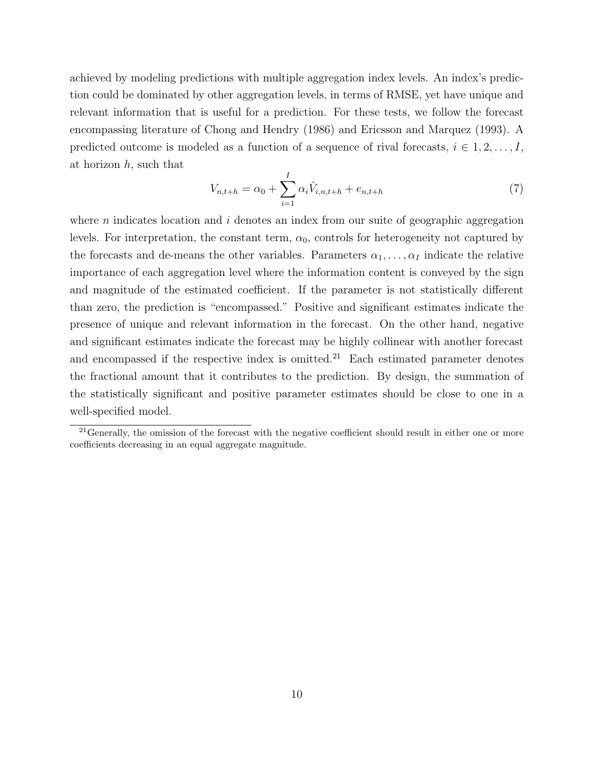achieved by modeling predictions with multiple aggregation index levels. An index's prediction could be dominated by other aggregation levels, in terms of RMSE, yet have unique and relevant information that is useful for a prediction. For these tests, we follow the forecast encompassing literature of Chong and Hendry (1986) and Ericsson and Marquez (1993). A predicted outcome is modeled as a function of a sequence of rival forecasts, $i \in 1, 2, \ldots, I$, at horizon $h$, such that

$$V_{n,t+h} = \alpha_0 + \sum_{i=1}^{I} \alpha_i \hat{V}_{i,n,t+h} + e_{n,t+h} \tag{7}$$

where $n$ indicates location and $i$ denotes an index from our suite of geographic aggregation levels. For interpretation, the constant term, $\alpha_0$, controls for heterogeneity not captured by the forecasts and de-means the other variables. Parameters $\alpha_1, \ldots, \alpha_I$ indicate the relative importance of each aggregation level where the information content is conveyed by the sign and magnitude of the estimated coefficient. If the parameter is not statistically different than zero, the prediction is "encompassed." Positive and significant estimates indicate the presence of unique and relevant information in the forecast. On the other hand, negative and significant estimates indicate the forecast may be highly collinear with another forecast and encompassed if the respective index is omitted.[21] Each estimated parameter denotes the fractional amount that it contributes to the prediction. By design, the summation of the statistically significant and positive parameter estimates should be close to one in a well-specified model.

[21] Generally, the omission of the forecast with the negative coefficient should result in either one or more coefficients decreasing in an equal aggregate magnitude.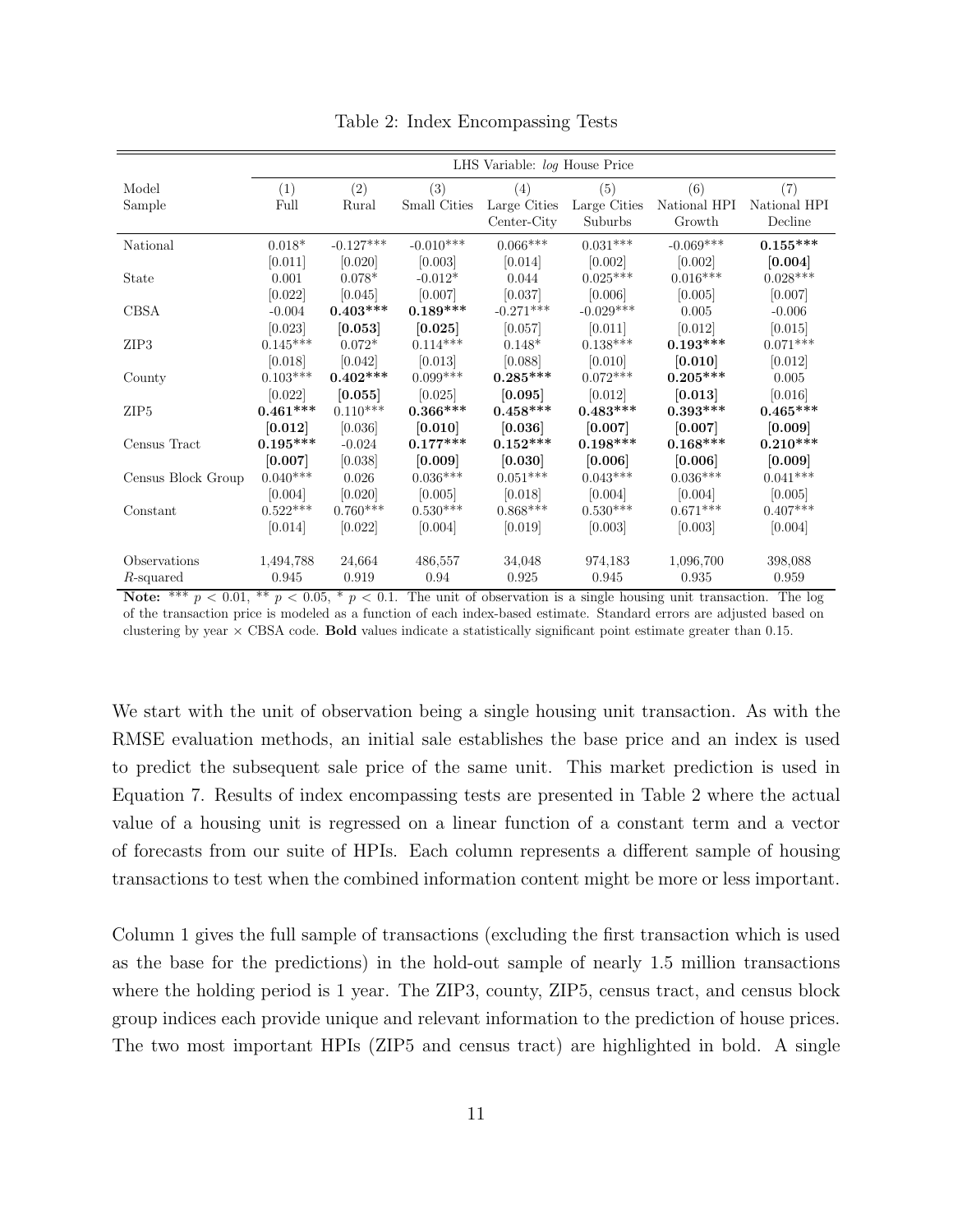Table 2: Index Encompassing Tests

| | LHS Variable: *log* House Price | | | | | | |
|---|---|---|---|---|---|---|---|
| Model | (1) | (2) | (3) | (4) | (5) | (6) | (7) |
| Sample | Full | Rural | Small Cities | Large Cities Center-City | Large Cities Suburbs | National HPI Growth | National HPI Decline |
| National | 0.018* | -0.127*** | -0.010*** | 0.066*** | 0.031*** | -0.069*** | **0.155*** ** |
| | [0.011] | [0.020] | [0.003] | [0.014] | [0.002] | [0.002] | **[0.004]** |
| State | 0.001 | 0.078* | -0.012* | 0.044 | 0.025*** | 0.016*** | 0.028*** |
| | [0.022] | [0.045] | [0.007] | [0.037] | [0.006] | [0.005] | [0.007] |
| CBSA | -0.004 | **0.403*** ** | **0.189*** ** | -0.271*** | -0.029*** | 0.005 | -0.006 |
| | [0.023] | **[0.053]** | **[0.025]** | [0.057] | [0.011] | [0.012] | [0.015] |
| ZIP3 | 0.145*** | 0.072* | 0.114*** | 0.148* | 0.138*** | **0.193*** ** | 0.071*** |
| | [0.018] | [0.042] | [0.013] | [0.088] | [0.010] | **[0.010]** | [0.012] |
| County | 0.103*** | **0.402*** ** | 0.099*** | **0.285*** ** | 0.072*** | **0.205*** ** | 0.005 |
| | [0.022] | **[0.055]** | [0.025] | **[0.095]** | [0.012] | **[0.013]** | [0.016] |
| ZIP5 | **0.461*** ** | 0.110*** | **0.366*** ** | **0.458*** ** | **0.483*** ** | **0.393*** ** | **0.465*** ** |
| | **[0.012]** | [0.036] | **[0.010]** | **[0.036]** | **[0.007]** | **[0.007]** | **[0.009]** |
| Census Tract | **0.195*** ** | -0.024 | **0.177*** ** | **0.152*** ** | **0.198*** ** | **0.168*** ** | **0.210*** ** |
| | **[0.007]** | [0.038] | **[0.009]** | **[0.030]** | **[0.006]** | **[0.006]** | **[0.009]** |
| Census Block Group | 0.040*** | 0.026 | 0.036*** | 0.051*** | 0.043*** | 0.036*** | 0.041*** |
| | [0.004] | [0.020] | [0.005] | [0.018] | [0.004] | [0.004] | [0.005] |
| Constant | 0.522*** | 0.760*** | 0.530*** | 0.868*** | 0.530*** | 0.671*** | 0.407*** |
| | [0.014] | [0.022] | [0.004] | [0.019] | [0.003] | [0.003] | [0.004] |
| Observations | 1,494,788 | 24,664 | 486,557 | 34,048 | 974,183 | 1,096,700 | 398,088 |
| $R$-squared | 0.945 | 0.919 | 0.94 | 0.925 | 0.945 | 0.935 | 0.959 |

**Note:** *** $p < 0.01$, ** $p < 0.05$, * $p < 0.1$. The unit of observation is a single housing unit transaction. The log of the transaction price is modeled as a function of each index-based estimate. Standard errors are adjusted based on clustering by year × CBSA code. **Bold** values indicate a statistically significant point estimate greater than 0.15.

We start with the unit of observation being a single housing unit transaction. As with the RMSE evaluation methods, an initial sale establishes the base price and an index is used to predict the subsequent sale price of the same unit. This market prediction is used in Equation 7. Results of index encompassing tests are presented in Table 2 where the actual value of a housing unit is regressed on a linear function of a constant term and a vector of forecasts from our suite of HPIs. Each column represents a different sample of housing transactions to test when the combined information content might be more or less important.

Column 1 gives the full sample of transactions (excluding the first transaction which is used as the base for the predictions) in the hold-out sample of nearly 1.5 million transactions where the holding period is 1 year. The ZIP3, county, ZIP5, census tract, and census block group indices each provide unique and relevant information to the prediction of house prices. The two most important HPIs (ZIP5 and census tract) are highlighted in bold. A single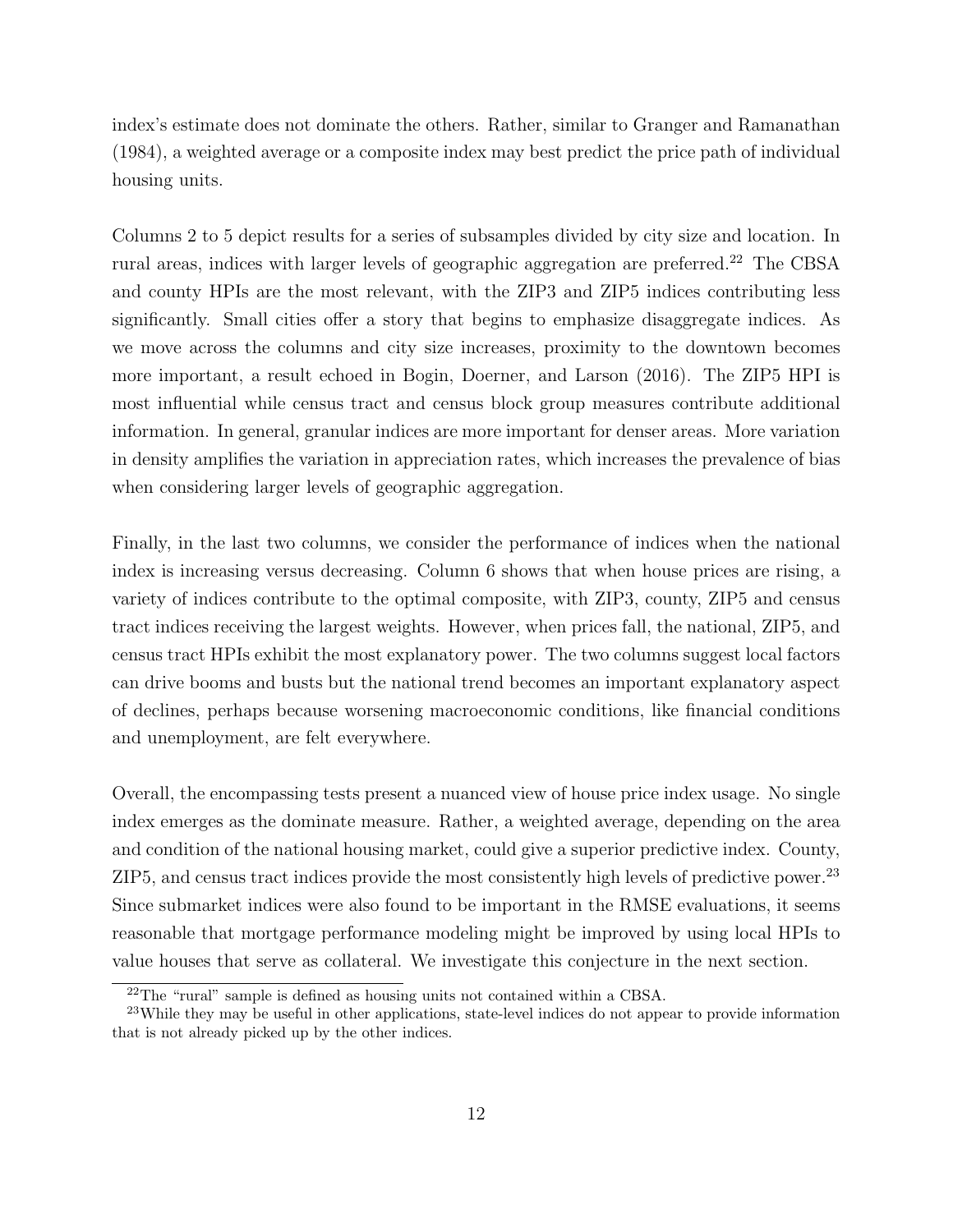index's estimate does not dominate the others. Rather, similar to Granger and Ramanathan (1984), a weighted average or a composite index may best predict the price path of individual housing units.

Columns 2 to 5 depict results for a series of subsamples divided by city size and location. In rural areas, indices with larger levels of geographic aggregation are preferred.[22] The CBSA and county HPIs are the most relevant, with the ZIP3 and ZIP5 indices contributing less significantly. Small cities offer a story that begins to emphasize disaggregate indices. As we move across the columns and city size increases, proximity to the downtown becomes more important, a result echoed in Bogin, Doerner, and Larson (2016). The ZIP5 HPI is most influential while census tract and census block group measures contribute additional information. In general, granular indices are more important for denser areas. More variation in density amplifies the variation in appreciation rates, which increases the prevalence of bias when considering larger levels of geographic aggregation.

Finally, in the last two columns, we consider the performance of indices when the national index is increasing versus decreasing. Column 6 shows that when house prices are rising, a variety of indices contribute to the optimal composite, with ZIP3, county, ZIP5 and census tract indices receiving the largest weights. However, when prices fall, the national, ZIP5, and census tract HPIs exhibit the most explanatory power. The two columns suggest local factors can drive booms and busts but the national trend becomes an important explanatory aspect of declines, perhaps because worsening macroeconomic conditions, like financial conditions and unemployment, are felt everywhere.

Overall, the encompassing tests present a nuanced view of house price index usage. No single index emerges as the dominate measure. Rather, a weighted average, depending on the area and condition of the national housing market, could give a superior predictive index. County, ZIP5, and census tract indices provide the most consistently high levels of predictive power.[23] Since submarket indices were also found to be important in the RMSE evaluations, it seems reasonable that mortgage performance modeling might be improved by using local HPIs to value houses that serve as collateral. We investigate this conjecture in the next section.

[22] The "rural" sample is defined as housing units not contained within a CBSA.

[23] While they may be useful in other applications, state-level indices do not appear to provide information that is not already picked up by the other indices.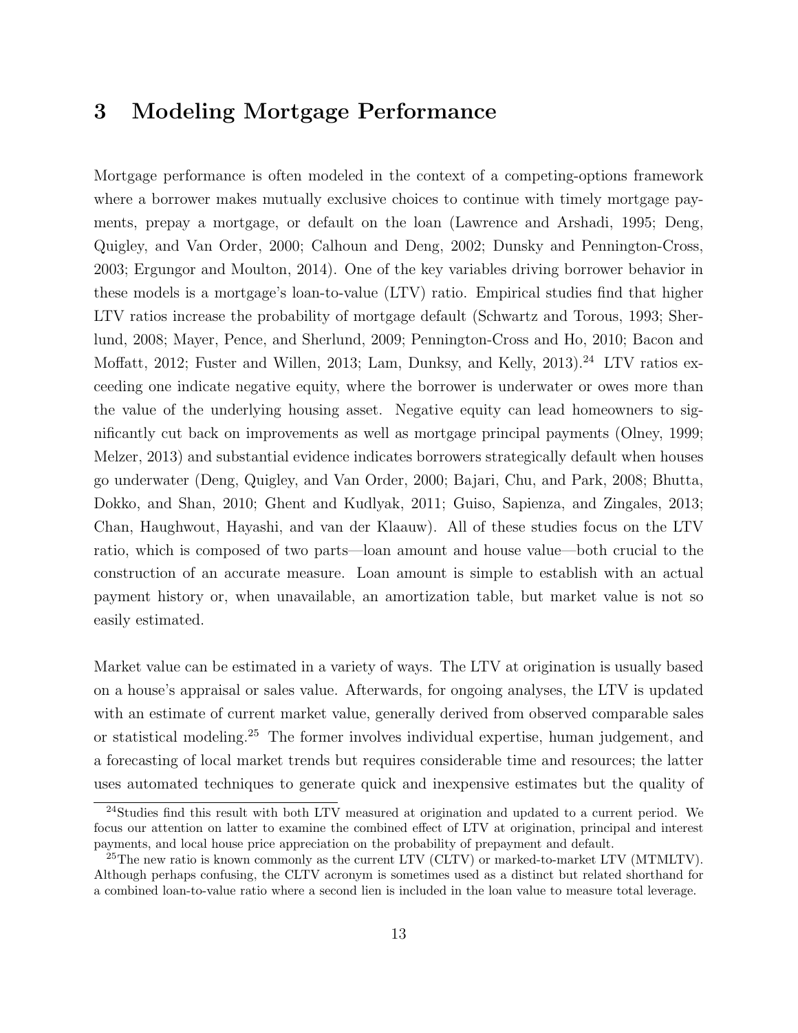# 3 Modeling Mortgage Performance

Mortgage performance is often modeled in the context of a competing-options framework where a borrower makes mutually exclusive choices to continue with timely mortgage payments, prepay a mortgage, or default on the loan (Lawrence and Arshadi, 1995; Deng, Quigley, and Van Order, 2000; Calhoun and Deng, 2002; Dunsky and Pennington-Cross, 2003; Ergungor and Moulton, 2014). One of the key variables driving borrower behavior in these models is a mortgage's loan-to-value (LTV) ratio. Empirical studies find that higher LTV ratios increase the probability of mortgage default (Schwartz and Torous, 1993; Sherlund, 2008; Mayer, Pence, and Sherlund, 2009; Pennington-Cross and Ho, 2010; Bacon and Moffatt, 2012; Fuster and Willen, 2013; Lam, Dunksy, and Kelly, 2013).[24] LTV ratios exceeding one indicate negative equity, where the borrower is underwater or owes more than the value of the underlying housing asset. Negative equity can lead homeowners to significantly cut back on improvements as well as mortgage principal payments (Olney, 1999; Melzer, 2013) and substantial evidence indicates borrowers strategically default when houses go underwater (Deng, Quigley, and Van Order, 2000; Bajari, Chu, and Park, 2008; Bhutta, Dokko, and Shan, 2010; Ghent and Kudlyak, 2011; Guiso, Sapienza, and Zingales, 2013; Chan, Haughwout, Hayashi, and van der Klaauw). All of these studies focus on the LTV ratio, which is composed of two parts—loan amount and house value—both crucial to the construction of an accurate measure. Loan amount is simple to establish with an actual payment history or, when unavailable, an amortization table, but market value is not so easily estimated.

Market value can be estimated in a variety of ways. The LTV at origination is usually based on a house's appraisal or sales value. Afterwards, for ongoing analyses, the LTV is updated with an estimate of current market value, generally derived from observed comparable sales or statistical modeling.[25] The former involves individual expertise, human judgement, and a forecasting of local market trends but requires considerable time and resources; the latter uses automated techniques to generate quick and inexpensive estimates but the quality of

[24] Studies find this result with both LTV measured at origination and updated to a current period. We focus our attention on latter to examine the combined effect of LTV at origination, principal and interest payments, and local house price appreciation on the probability of prepayment and default.

[25] The new ratio is known commonly as the current LTV (CLTV) or marked-to-market LTV (MTMLTV). Although perhaps confusing, the CLTV acronym is sometimes used as a distinct but related shorthand for a combined loan-to-value ratio where a second lien is included in the loan value to measure total leverage.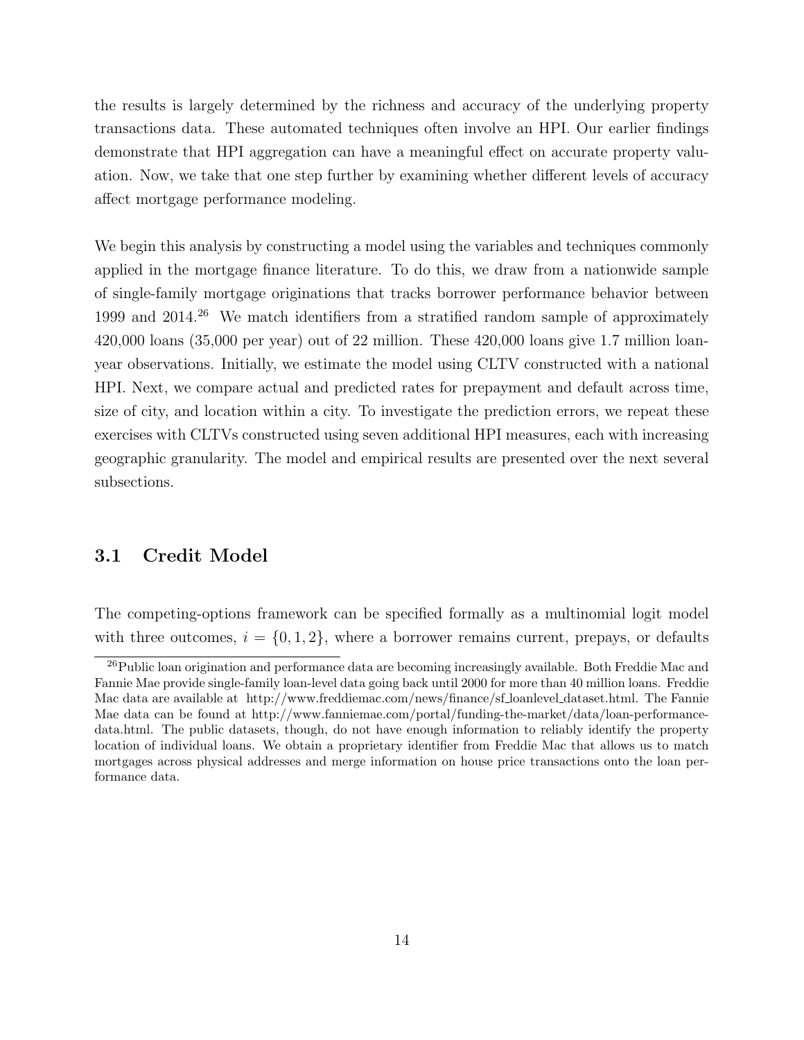the results is largely determined by the richness and accuracy of the underlying property transactions data. These automated techniques often involve an HPI. Our earlier findings demonstrate that HPI aggregation can have a meaningful effect on accurate property valuation. Now, we take that one step further by examining whether different levels of accuracy affect mortgage performance modeling.

We begin this analysis by constructing a model using the variables and techniques commonly applied in the mortgage finance literature. To do this, we draw from a nationwide sample of single-family mortgage originations that tracks borrower performance behavior between 1999 and 2014.[26] We match identifiers from a stratified random sample of approximately 420,000 loans (35,000 per year) out of 22 million. These 420,000 loans give 1.7 million loan-year observations. Initially, we estimate the model using CLTV constructed with a national HPI. Next, we compare actual and predicted rates for prepayment and default across time, size of city, and location within a city. To investigate the prediction errors, we repeat these exercises with CLTVs constructed using seven additional HPI measures, each with increasing geographic granularity. The model and empirical results are presented over the next several subsections.

## 3.1 Credit Model

The competing-options framework can be specified formally as a multinomial logit model with three outcomes, $i = \{0, 1, 2\}$, where a borrower remains current, prepays, or defaults

[26] Public loan origination and performance data are becoming increasingly available. Both Freddie Mac and Fannie Mae provide single-family loan-level data going back until 2000 for more than 40 million loans. Freddie Mac data are available at http://www.freddiemac.com/news/finance/sf_loanlevel_dataset.html. The Fannie Mae data can be found at http://www.fanniemae.com/portal/funding-the-market/data/loan-performance-data.html. The public datasets, though, do not have enough information to reliably identify the property location of individual loans. We obtain a proprietary identifier from Freddie Mac that allows us to match mortgages across physical addresses and merge information on house price transactions onto the loan performance data.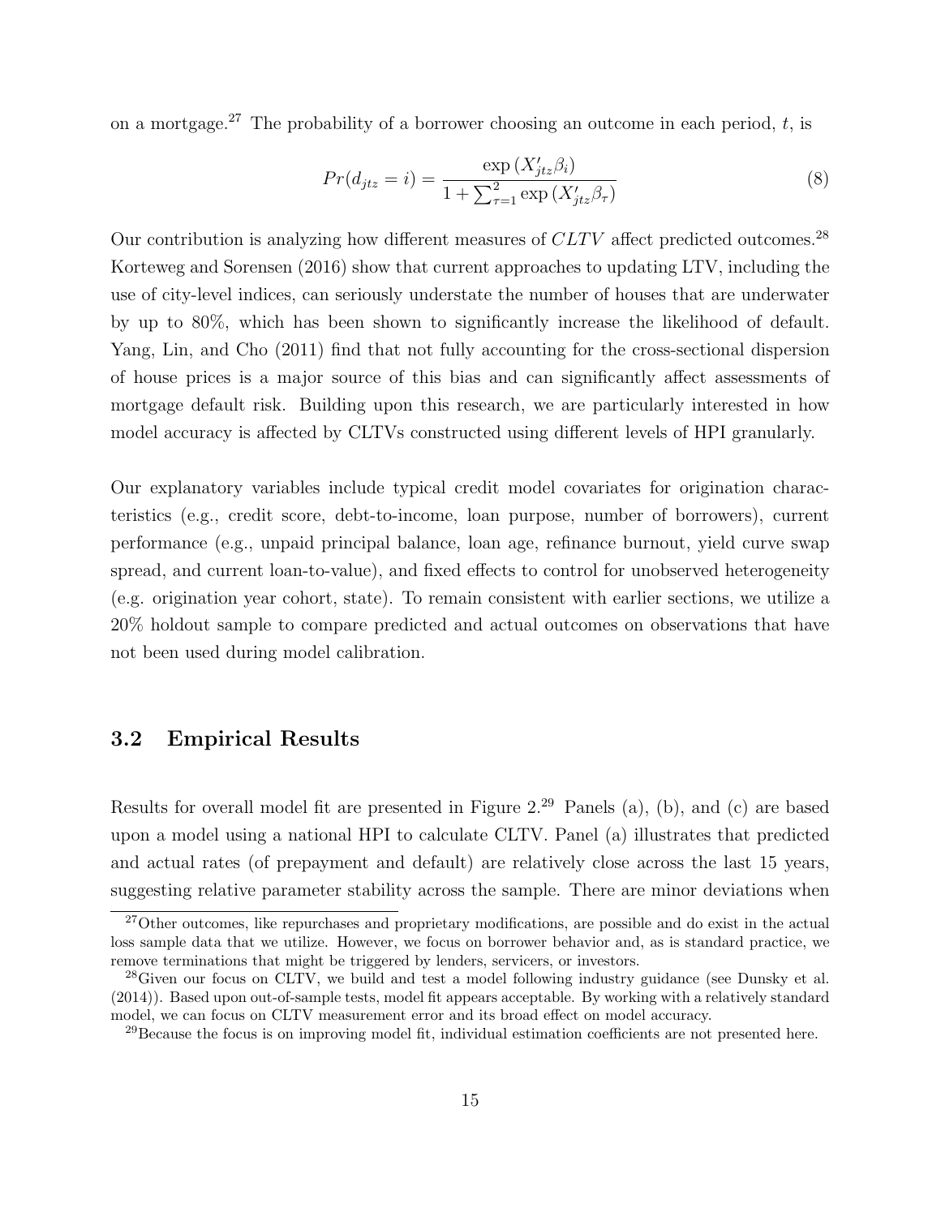on a mortgage.[27] The probability of a borrower choosing an outcome in each period, $t$, is

$$Pr(d_{jtz} = i) = \frac{\exp(X'_{jtz}\beta_i)}{1 + \sum_{\tau=1}^{2} \exp(X'_{jtz}\beta_\tau)} \tag{8}$$

Our contribution is analyzing how different measures of $CLTV$ affect predicted outcomes.[28] Korteweg and Sorensen (2016) show that current approaches to updating LTV, including the use of city-level indices, can seriously understate the number of houses that are underwater by up to 80%, which has been shown to significantly increase the likelihood of default. Yang, Lin, and Cho (2011) find that not fully accounting for the cross-sectional dispersion of house prices is a major source of this bias and can significantly affect assessments of mortgage default risk. Building upon this research, we are particularly interested in how model accuracy is affected by CLTVs constructed using different levels of HPI granularly.

Our explanatory variables include typical credit model covariates for origination characteristics (e.g., credit score, debt-to-income, loan purpose, number of borrowers), current performance (e.g., unpaid principal balance, loan age, refinance burnout, yield curve swap spread, and current loan-to-value), and fixed effects to control for unobserved heterogeneity (e.g. origination year cohort, state). To remain consistent with earlier sections, we utilize a 20% holdout sample to compare predicted and actual outcomes on observations that have not been used during model calibration.

## 3.2 Empirical Results

Results for overall model fit are presented in Figure 2.[29] Panels (a), (b), and (c) are based upon a model using a national HPI to calculate CLTV. Panel (a) illustrates that predicted and actual rates (of prepayment and default) are relatively close across the last 15 years, suggesting relative parameter stability across the sample. There are minor deviations when

[27] Other outcomes, like repurchases and proprietary modifications, are possible and do exist in the actual loss sample data that we utilize. However, we focus on borrower behavior and, as is standard practice, we remove terminations that might be triggered by lenders, servicers, or investors.

[28] Given our focus on CLTV, we build and test a model following industry guidance (see Dunsky et al. (2014)). Based upon out-of-sample tests, model fit appears acceptable. By working with a relatively standard model, we can focus on CLTV measurement error and its broad effect on model accuracy.

[29] Because the focus is on improving model fit, individual estimation coefficients are not presented here.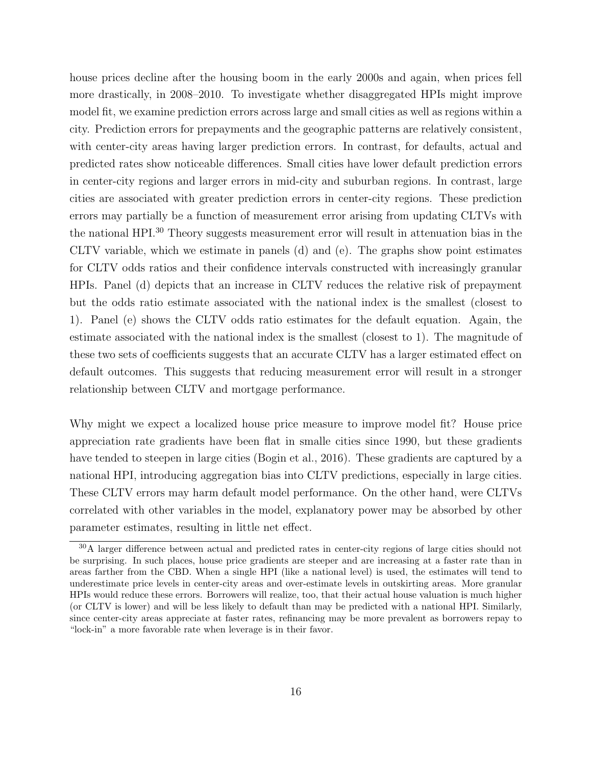house prices decline after the housing boom in the early 2000s and again, when prices fell more drastically, in 2008–2010. To investigate whether disaggregated HPIs might improve model fit, we examine prediction errors across large and small cities as well as regions within a city. Prediction errors for prepayments and the geographic patterns are relatively consistent, with center-city areas having larger prediction errors. In contrast, for defaults, actual and predicted rates show noticeable differences. Small cities have lower default prediction errors in center-city regions and larger errors in mid-city and suburban regions. In contrast, large cities are associated with greater prediction errors in center-city regions. These prediction errors may partially be a function of measurement error arising from updating CLTVs with the national HPI.[30] Theory suggests measurement error will result in attenuation bias in the CLTV variable, which we estimate in panels (d) and (e). The graphs show point estimates for CLTV odds ratios and their confidence intervals constructed with increasingly granular HPIs. Panel (d) depicts that an increase in CLTV reduces the relative risk of prepayment but the odds ratio estimate associated with the national index is the smallest (closest to 1). Panel (e) shows the CLTV odds ratio estimates for the default equation. Again, the estimate associated with the national index is the smallest (closest to 1). The magnitude of these two sets of coefficients suggests that an accurate CLTV has a larger estimated effect on default outcomes. This suggests that reducing measurement error will result in a stronger relationship between CLTV and mortgage performance.

Why might we expect a localized house price measure to improve model fit? House price appreciation rate gradients have been flat in smalle cities since 1990, but these gradients have tended to steepen in large cities (Bogin et al., 2016). These gradients are captured by a national HPI, introducing aggregation bias into CLTV predictions, especially in large cities. These CLTV errors may harm default model performance. On the other hand, were CLTVs correlated with other variables in the model, explanatory power may be absorbed by other parameter estimates, resulting in little net effect.

[30] A larger difference between actual and predicted rates in center-city regions of large cities should not be surprising. In such places, house price gradients are steeper and are increasing at a faster rate than in areas farther from the CBD. When a single HPI (like a national level) is used, the estimates will tend to underestimate price levels in center-city areas and over-estimate levels in outskirting areas. More granular HPIs would reduce these errors. Borrowers will realize, too, that their actual house valuation is much higher (or CLTV is lower) and will be less likely to default than may be predicted with a national HPI. Similarly, since center-city areas appreciate at faster rates, refinancing may be more prevalent as borrowers repay to "lock-in" a more favorable rate when leverage is in their favor.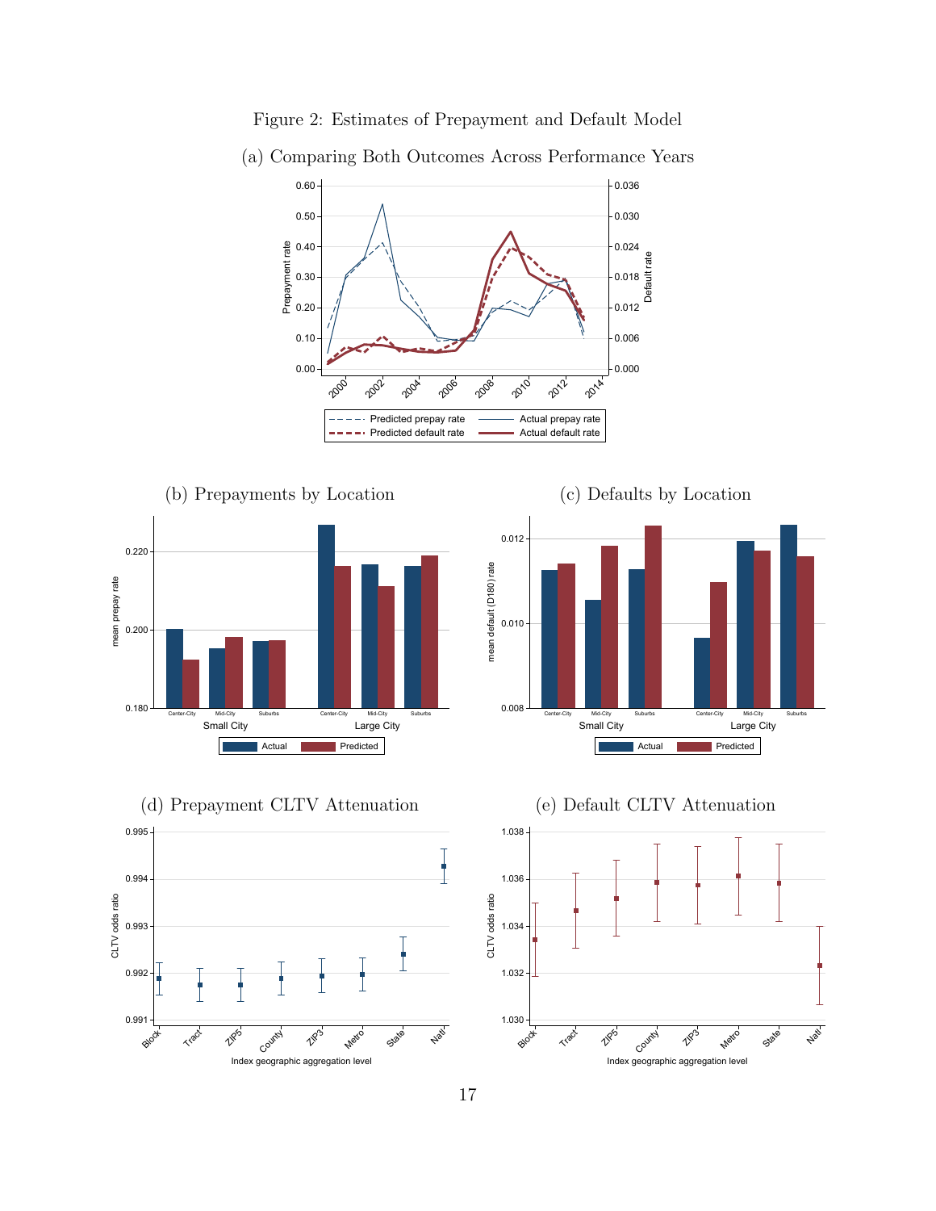Figure 2: Estimates of Prepayment and Default Model

(a) Comparing Both Outcomes Across Performance Years

(b) Prepayments by Location

(c) Defaults by Location

(d) Prepayment CLTV Attenuation

(e) Default CLTV Attenuation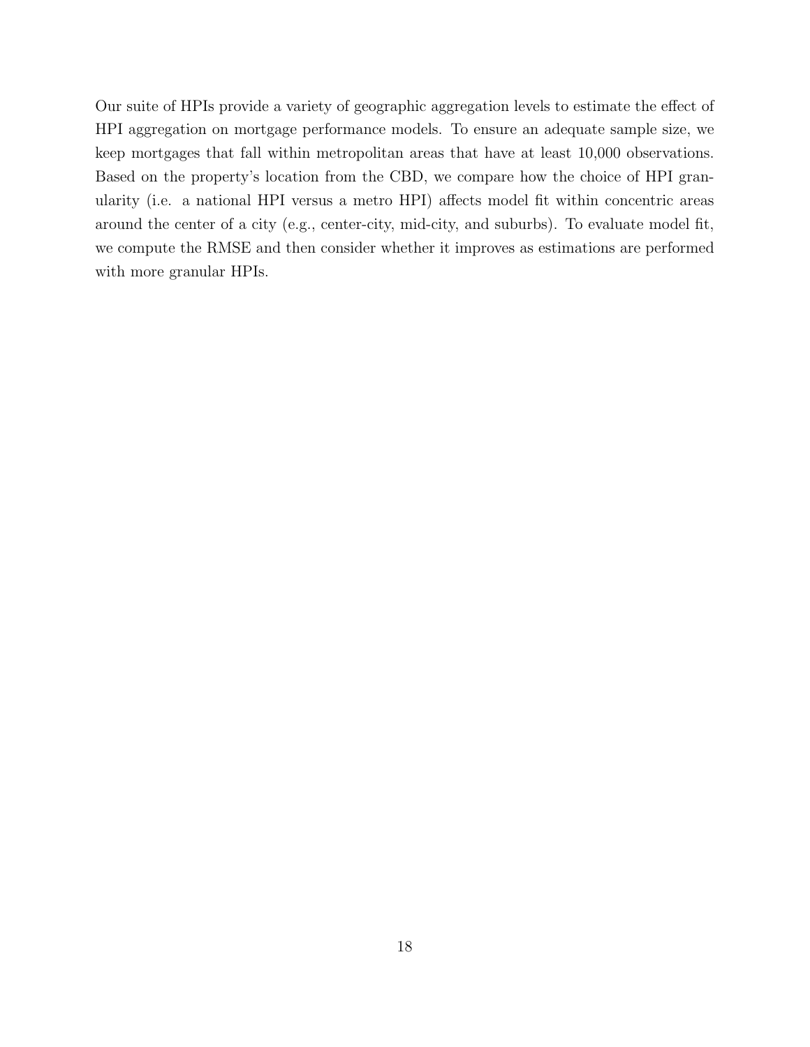Our suite of HPIs provide a variety of geographic aggregation levels to estimate the effect of HPI aggregation on mortgage performance models. To ensure an adequate sample size, we keep mortgages that fall within metropolitan areas that have at least 10,000 observations. Based on the property's location from the CBD, we compare how the choice of HPI granularity (i.e. a national HPI versus a metro HPI) affects model fit within concentric areas around the center of a city (e.g., center-city, mid-city, and suburbs). To evaluate model fit, we compute the RMSE and then consider whether it improves as estimations are performed with more granular HPIs.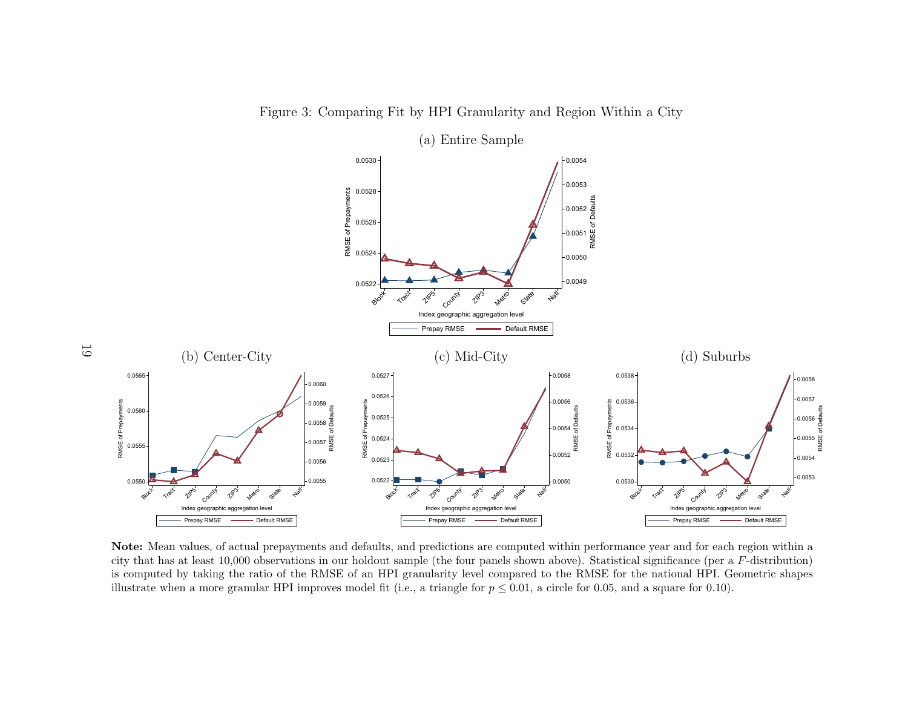Figure 3: Comparing Fit by HPI Granularity and Region Within a City

(a) Entire Sample

(b) Center-City

(c) Mid-City

(d) Suburbs

**Note:** Mean values, of actual prepayments and defaults, and predictions are computed within performance year and for each region within a city that has at least 10,000 observations in our holdout sample (the four panels shown above). Statistical significance (per a $F$-distribution) is computed by taking the ratio of the RMSE of an HPI granularity level compared to the RMSE for the national HPI. Geometric shapes illustrate when a more granular HPI improves model fit (i.e., a triangle for $p \leq 0.01$, a circle for 0.05, and a square for 0.10).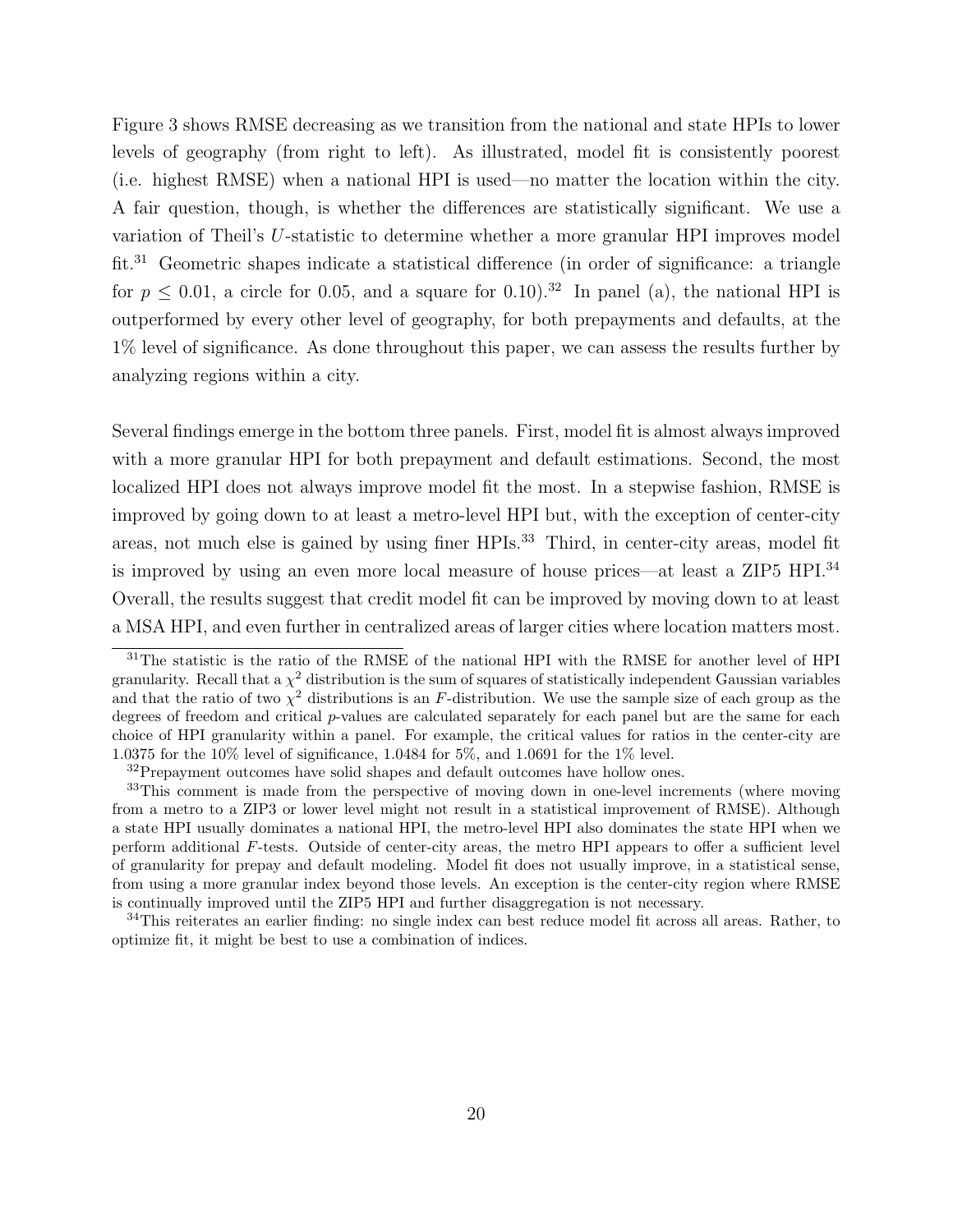Figure 3 shows RMSE decreasing as we transition from the national and state HPIs to lower levels of geography (from right to left). As illustrated, model fit is consistently poorest (i.e. highest RMSE) when a national HPI is used—no matter the location within the city. A fair question, though, is whether the differences are statistically significant. We use a variation of Theil's $U$-statistic to determine whether a more granular HPI improves model fit.[31] Geometric shapes indicate a statistical difference (in order of significance: a triangle for $p \leq 0.01$, a circle for 0.05, and a square for 0.10).[32] In panel (a), the national HPI is outperformed by every other level of geography, for both prepayments and defaults, at the 1% level of significance. As done throughout this paper, we can assess the results further by analyzing regions within a city.

Several findings emerge in the bottom three panels. First, model fit is almost always improved with a more granular HPI for both prepayment and default estimations. Second, the most localized HPI does not always improve model fit the most. In a stepwise fashion, RMSE is improved by going down to at least a metro-level HPI but, with the exception of center-city areas, not much else is gained by using finer HPIs.[33] Third, in center-city areas, model fit is improved by using an even more local measure of house prices—at least a ZIP5 HPI.[34] Overall, the results suggest that credit model fit can be improved by moving down to at least a MSA HPI, and even further in centralized areas of larger cities where location matters most.

[31]The statistic is the ratio of the RMSE of the national HPI with the RMSE for another level of HPI granularity. Recall that a $\chi^2$ distribution is the sum of squares of statistically independent Gaussian variables and that the ratio of two $\chi^2$ distributions is an $F$-distribution. We use the sample size of each group as the degrees of freedom and critical $p$-values are calculated separately for each panel but are the same for each choice of HPI granularity within a panel. For example, the critical values for ratios in the center-city are 1.0375 for the 10% level of significance, 1.0484 for 5%, and 1.0691 for the 1% level.

[32]Prepayment outcomes have solid shapes and default outcomes have hollow ones.

[33]This comment is made from the perspective of moving down in one-level increments (where moving from a metro to a ZIP3 or lower level might not result in a statistical improvement of RMSE). Although a state HPI usually dominates a national HPI, the metro-level HPI also dominates the state HPI when we perform additional $F$-tests. Outside of center-city areas, the metro HPI appears to offer a sufficient level of granularity for prepay and default modeling. Model fit does not usually improve, in a statistical sense, from using a more granular index beyond those levels. An exception is the center-city region where RMSE is continually improved until the ZIP5 HPI and further disaggregation is not necessary.

[34]This reiterates an earlier finding: no single index can best reduce model fit across all areas. Rather, to optimize fit, it might be best to use a combination of indices.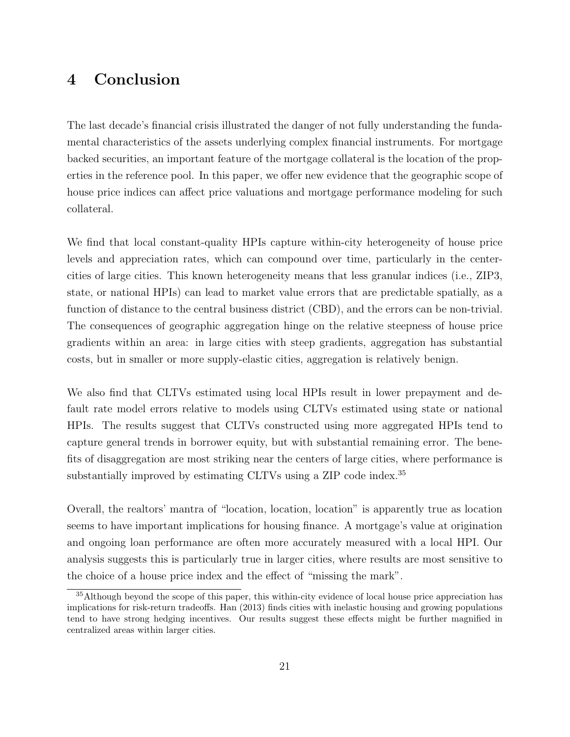# 4 Conclusion

The last decade's financial crisis illustrated the danger of not fully understanding the fundamental characteristics of the assets underlying complex financial instruments. For mortgage backed securities, an important feature of the mortgage collateral is the location of the properties in the reference pool. In this paper, we offer new evidence that the geographic scope of house price indices can affect price valuations and mortgage performance modeling for such collateral.

We find that local constant-quality HPIs capture within-city heterogeneity of house price levels and appreciation rates, which can compound over time, particularly in the center-cities of large cities. This known heterogeneity means that less granular indices (i.e., ZIP3, state, or national HPIs) can lead to market value errors that are predictable spatially, as a function of distance to the central business district (CBD), and the errors can be non-trivial. The consequences of geographic aggregation hinge on the relative steepness of house price gradients within an area: in large cities with steep gradients, aggregation has substantial costs, but in smaller or more supply-elastic cities, aggregation is relatively benign.

We also find that CLTVs estimated using local HPIs result in lower prepayment and default rate model errors relative to models using CLTVs estimated using state or national HPIs. The results suggest that CLTVs constructed using more aggregated HPIs tend to capture general trends in borrower equity, but with substantial remaining error. The benefits of disaggregation are most striking near the centers of large cities, where performance is substantially improved by estimating CLTVs using a ZIP code index.[35]

Overall, the realtors' mantra of "location, location, location" is apparently true as location seems to have important implications for housing finance. A mortgage's value at origination and ongoing loan performance are often more accurately measured with a local HPI. Our analysis suggests this is particularly true in larger cities, where results are most sensitive to the choice of a house price index and the effect of "missing the mark".

[35] Although beyond the scope of this paper, this within-city evidence of local house price appreciation has implications for risk-return tradeoffs. Han (2013) finds cities with inelastic housing and growing populations tend to have strong hedging incentives. Our results suggest these effects might be further magnified in centralized areas within larger cities.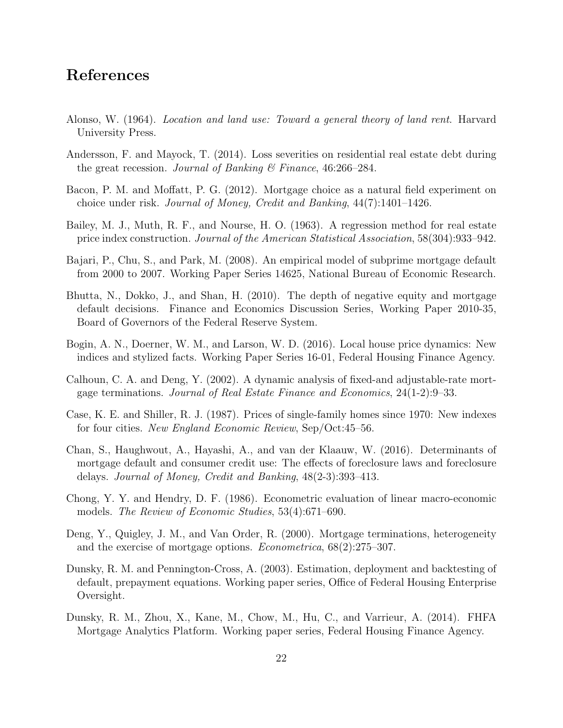## References

Alonso, W. (1964). *Location and land use: Toward a general theory of land rent*. Harvard University Press.

Andersson, F. and Mayock, T. (2014). Loss severities on residential real estate debt during the great recession. *Journal of Banking & Finance*, 46:266–284.

Bacon, P. M. and Moffatt, P. G. (2012). Mortgage choice as a natural field experiment on choice under risk. *Journal of Money, Credit and Banking*, 44(7):1401–1426.

Bailey, M. J., Muth, R. F., and Nourse, H. O. (1963). A regression method for real estate price index construction. *Journal of the American Statistical Association*, 58(304):933–942.

Bajari, P., Chu, S., and Park, M. (2008). An empirical model of subprime mortgage default from 2000 to 2007. Working Paper Series 14625, National Bureau of Economic Research.

Bhutta, N., Dokko, J., and Shan, H. (2010). The depth of negative equity and mortgage default decisions. Finance and Economics Discussion Series, Working Paper 2010-35, Board of Governors of the Federal Reserve System.

Bogin, A. N., Doerner, W. M., and Larson, W. D. (2016). Local house price dynamics: New indices and stylized facts. Working Paper Series 16-01, Federal Housing Finance Agency.

Calhoun, C. A. and Deng, Y. (2002). A dynamic analysis of fixed-and adjustable-rate mortgage terminations. *Journal of Real Estate Finance and Economics*, 24(1-2):9–33.

Case, K. E. and Shiller, R. J. (1987). Prices of single-family homes since 1970: New indexes for four cities. *New England Economic Review*, Sep/Oct:45–56.

Chan, S., Haughwout, A., Hayashi, A., and van der Klaauw, W. (2016). Determinants of mortgage default and consumer credit use: The effects of foreclosure laws and foreclosure delays. *Journal of Money, Credit and Banking*, 48(2-3):393–413.

Chong, Y. Y. and Hendry, D. F. (1986). Econometric evaluation of linear macro-economic models. *The Review of Economic Studies*, 53(4):671–690.

Deng, Y., Quigley, J. M., and Van Order, R. (2000). Mortgage terminations, heterogeneity and the exercise of mortgage options. *Econometrica*, 68(2):275–307.

Dunsky, R. M. and Pennington-Cross, A. (2003). Estimation, deployment and backtesting of default, prepayment equations. Working paper series, Office of Federal Housing Enterprise Oversight.

Dunsky, R. M., Zhou, X., Kane, M., Chow, M., Hu, C., and Varrieur, A. (2014). FHFA Mortgage Analytics Platform. Working paper series, Federal Housing Finance Agency.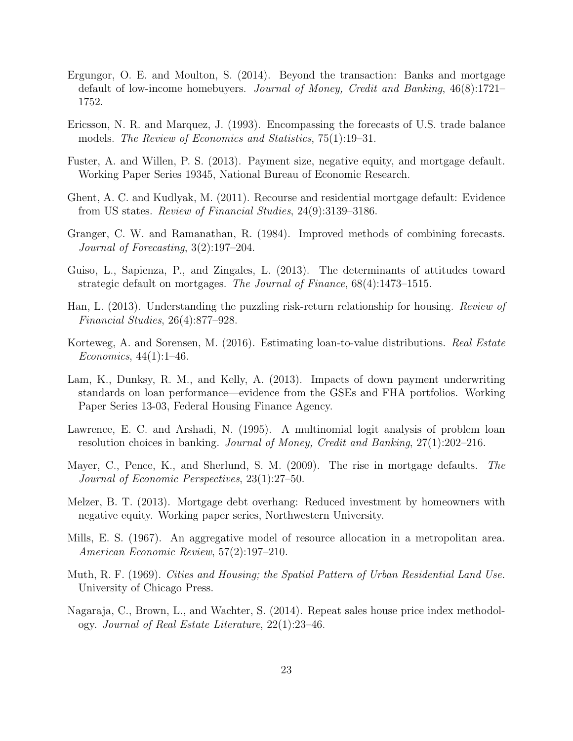Ergungor, O. E. and Moulton, S. (2014). Beyond the transaction: Banks and mortgage default of low-income homebuyers. *Journal of Money, Credit and Banking*, 46(8):1721–1752.

Ericsson, N. R. and Marquez, J. (1993). Encompassing the forecasts of U.S. trade balance models. *The Review of Economics and Statistics*, 75(1):19–31.

Fuster, A. and Willen, P. S. (2013). Payment size, negative equity, and mortgage default. Working Paper Series 19345, National Bureau of Economic Research.

Ghent, A. C. and Kudlyak, M. (2011). Recourse and residential mortgage default: Evidence from US states. *Review of Financial Studies*, 24(9):3139–3186.

Granger, C. W. and Ramanathan, R. (1984). Improved methods of combining forecasts. *Journal of Forecasting*, 3(2):197–204.

Guiso, L., Sapienza, P., and Zingales, L. (2013). The determinants of attitudes toward strategic default on mortgages. *The Journal of Finance*, 68(4):1473–1515.

Han, L. (2013). Understanding the puzzling risk-return relationship for housing. *Review of Financial Studies*, 26(4):877–928.

Korteweg, A. and Sorensen, M. (2016). Estimating loan-to-value distributions. *Real Estate Economics*, 44(1):1–46.

Lam, K., Dunksy, R. M., and Kelly, A. (2013). Impacts of down payment underwriting standards on loan performance—evidence from the GSEs and FHA portfolios. Working Paper Series 13-03, Federal Housing Finance Agency.

Lawrence, E. C. and Arshadi, N. (1995). A multinomial logit analysis of problem loan resolution choices in banking. *Journal of Money, Credit and Banking*, 27(1):202–216.

Mayer, C., Pence, K., and Sherlund, S. M. (2009). The rise in mortgage defaults. *The Journal of Economic Perspectives*, 23(1):27–50.

Melzer, B. T. (2013). Mortgage debt overhang: Reduced investment by homeowners with negative equity. Working paper series, Northwestern University.

Mills, E. S. (1967). An aggregative model of resource allocation in a metropolitan area. *American Economic Review*, 57(2):197–210.

Muth, R. F. (1969). *Cities and Housing; the Spatial Pattern of Urban Residential Land Use.* University of Chicago Press.

Nagaraja, C., Brown, L., and Wachter, S. (2014). Repeat sales house price index methodology. *Journal of Real Estate Literature*, 22(1):23–46.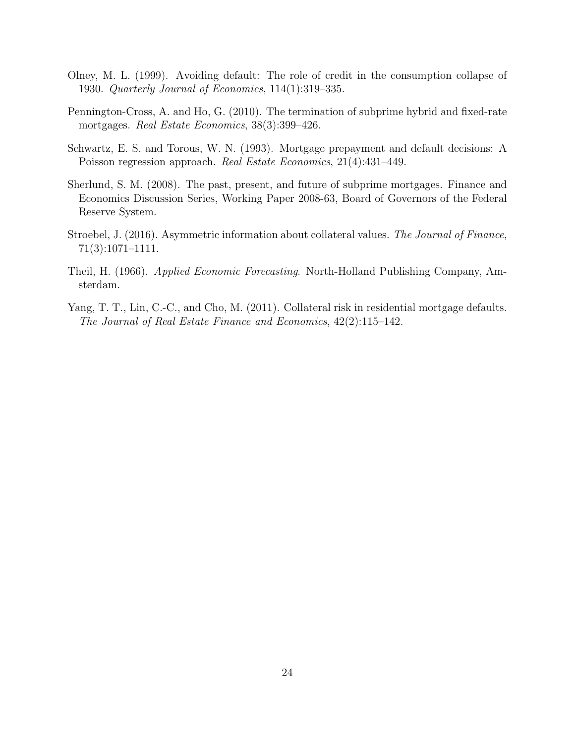Olney, M. L. (1999). Avoiding default: The role of credit in the consumption collapse of 1930. *Quarterly Journal of Economics*, 114(1):319–335.

Pennington-Cross, A. and Ho, G. (2010). The termination of subprime hybrid and fixed-rate mortgages. *Real Estate Economics*, 38(3):399–426.

Schwartz, E. S. and Torous, W. N. (1993). Mortgage prepayment and default decisions: A Poisson regression approach. *Real Estate Economics*, 21(4):431–449.

Sherlund, S. M. (2008). The past, present, and future of subprime mortgages. Finance and Economics Discussion Series, Working Paper 2008-63, Board of Governors of the Federal Reserve System.

Stroebel, J. (2016). Asymmetric information about collateral values. *The Journal of Finance*, 71(3):1071–1111.

Theil, H. (1966). *Applied Economic Forecasting*. North-Holland Publishing Company, Amsterdam.

Yang, T. T., Lin, C.-C., and Cho, M. (2011). Collateral risk in residential mortgage defaults. *The Journal of Real Estate Finance and Economics*, 42(2):115–142.